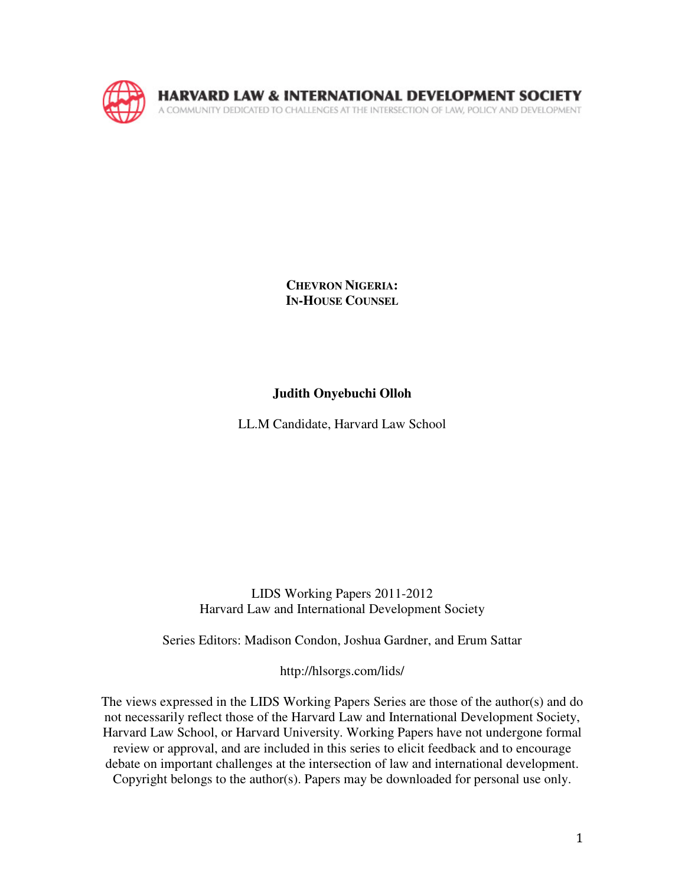HARVARD LAW & INTERNATIONAL DEVELOPMENT SOCIETY

A COMMUNITY DEDICATED TO CHALLENGES AT THE INTERSECTION OF LAW, POLICY AND DEVELOPMENT

# CHEVRON NIGERIA:
# IN-HOUSE COUNSEL

**Judith Onyebuchi Olloh**

LL.M Candidate, Harvard Law School

LIDS Working Papers 2011-2012
Harvard Law and International Development Society

Series Editors: Madison Condon, Joshua Gardner, and Erum Sattar

http://hlsorgs.com/lids/

The views expressed in the LIDS Working Papers Series are those of the author(s) and do not necessarily reflect those of the Harvard Law and International Development Society, Harvard Law School, or Harvard University. Working Papers have not undergone formal review or approval, and are included in this series to elicit feedback and to encourage debate on important challenges at the intersection of law and international development. Copyright belongs to the author(s). Papers may be downloaded for personal use only.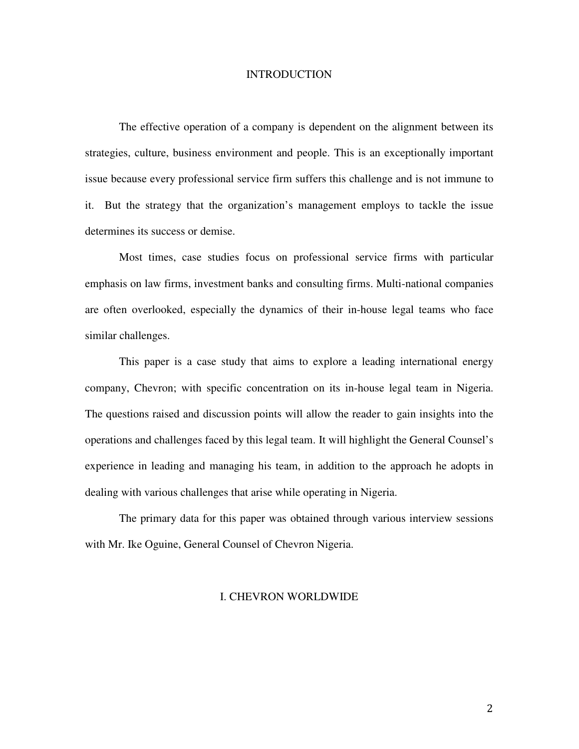# INTRODUCTION

The effective operation of a company is dependent on the alignment between its strategies, culture, business environment and people. This is an exceptionally important issue because every professional service firm suffers this challenge and is not immune to it. But the strategy that the organization's management employs to tackle the issue determines its success or demise.

Most times, case studies focus on professional service firms with particular emphasis on law firms, investment banks and consulting firms. Multi-national companies are often overlooked, especially the dynamics of their in-house legal teams who face similar challenges.

This paper is a case study that aims to explore a leading international energy company, Chevron; with specific concentration on its in-house legal team in Nigeria. The questions raised and discussion points will allow the reader to gain insights into the operations and challenges faced by this legal team. It will highlight the General Counsel's experience in leading and managing his team, in addition to the approach he adopts in dealing with various challenges that arise while operating in Nigeria.

The primary data for this paper was obtained through various interview sessions with Mr. Ike Oguine, General Counsel of Chevron Nigeria.

## I. CHEVRON WORLDWIDE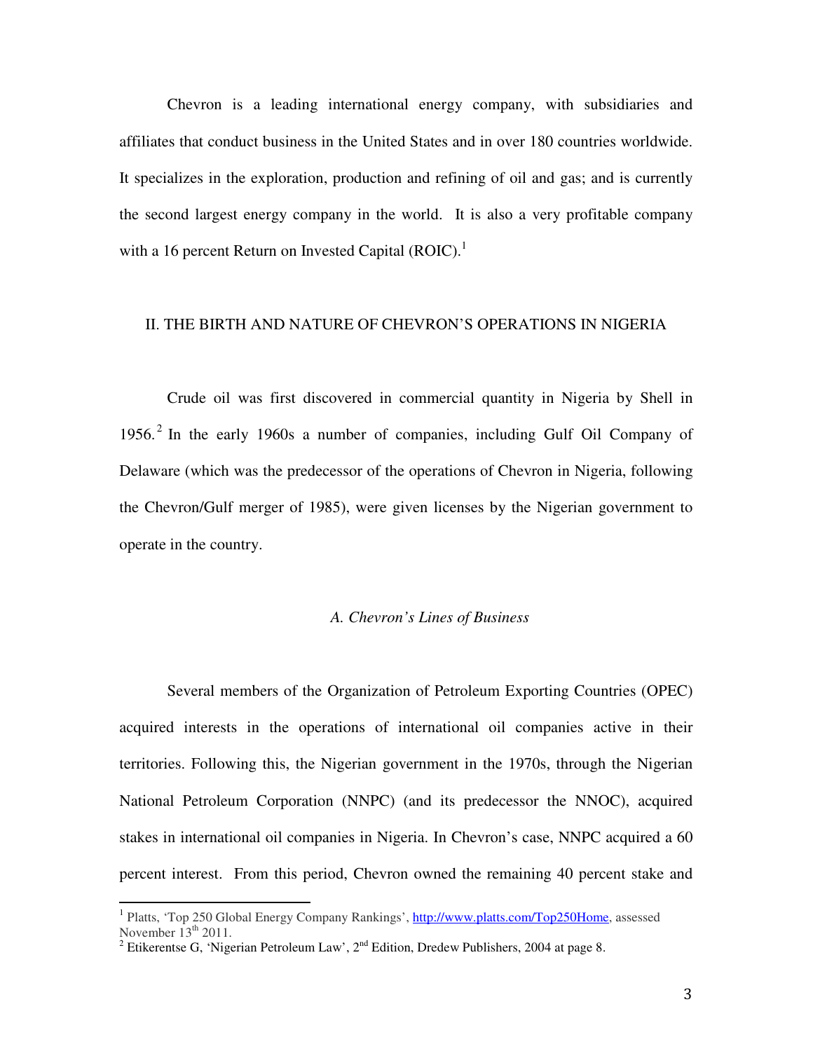Chevron is a leading international energy company, with subsidiaries and affiliates that conduct business in the United States and in over 180 countries worldwide. It specializes in the exploration, production and refining of oil and gas; and is currently the second largest energy company in the world. It is also a very profitable company with a 16 percent Return on Invested Capital (ROIC).[1]

## II. THE BIRTH AND NATURE OF CHEVRON'S OPERATIONS IN NIGERIA

Crude oil was first discovered in commercial quantity in Nigeria by Shell in 1956.[2] In the early 1960s a number of companies, including Gulf Oil Company of Delaware (which was the predecessor of the operations of Chevron in Nigeria, following the Chevron/Gulf merger of 1985), were given licenses by the Nigerian government to operate in the country.

### *A. Chevron's Lines of Business*

Several members of the Organization of Petroleum Exporting Countries (OPEC) acquired interests in the operations of international oil companies active in their territories. Following this, the Nigerian government in the 1970s, through the Nigerian National Petroleum Corporation (NNPC) (and its predecessor the NNOC), acquired stakes in international oil companies in Nigeria. In Chevron's case, NNPC acquired a 60 percent interest. From this period, Chevron owned the remaining 40 percent stake and

---

[1] Platts, 'Top 250 Global Energy Company Rankings', http://www.platts.com/Top250Home, assessed November 13th 2011.

[2] Etikerentse G, 'Nigerian Petroleum Law', 2nd Edition, Dredew Publishers, 2004 at page 8.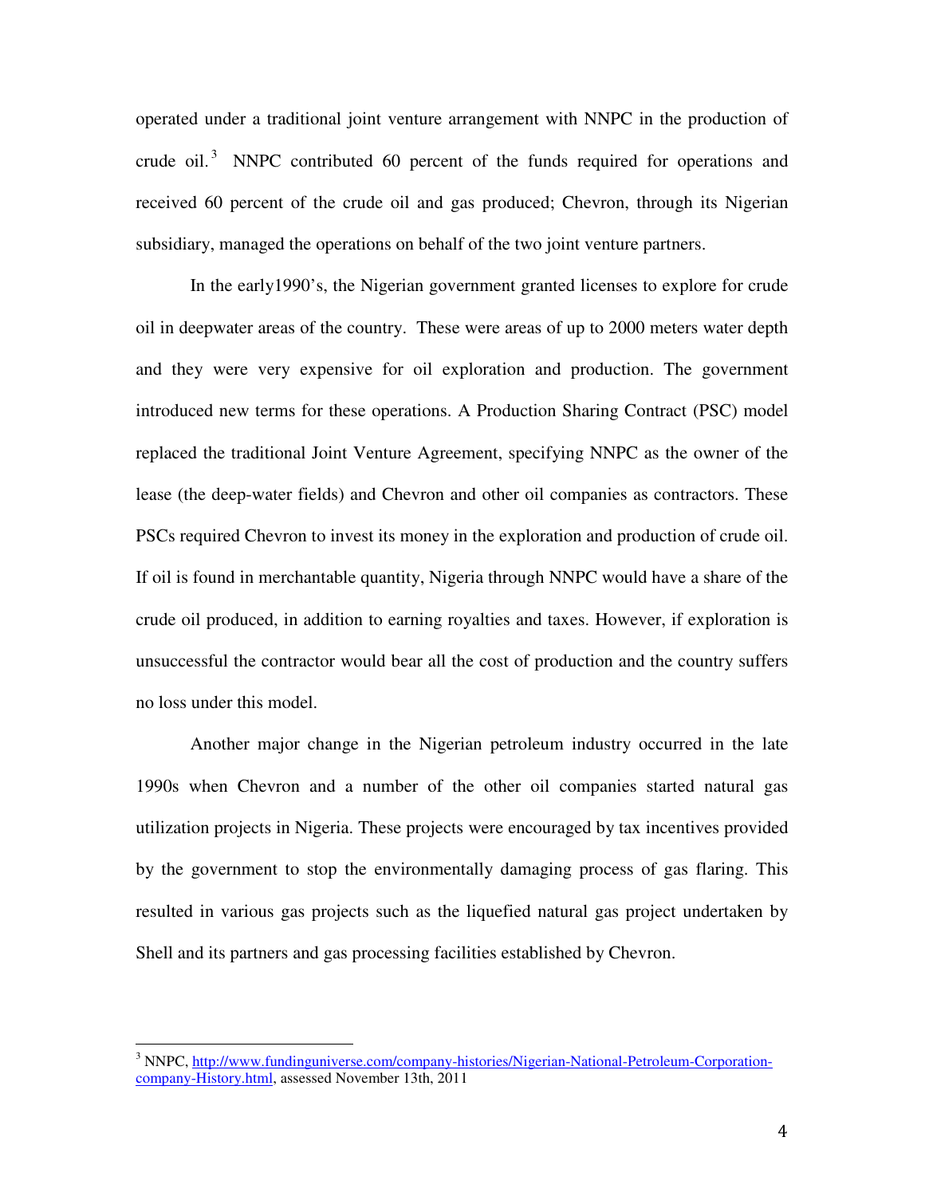operated under a traditional joint venture arrangement with NNPC in the production of crude oil.[3] NNPC contributed 60 percent of the funds required for operations and received 60 percent of the crude oil and gas produced; Chevron, through its Nigerian subsidiary, managed the operations on behalf of the two joint venture partners.

In the early1990's, the Nigerian government granted licenses to explore for crude oil in deepwater areas of the country. These were areas of up to 2000 meters water depth and they were very expensive for oil exploration and production. The government introduced new terms for these operations. A Production Sharing Contract (PSC) model replaced the traditional Joint Venture Agreement, specifying NNPC as the owner of the lease (the deep-water fields) and Chevron and other oil companies as contractors. These PSCs required Chevron to invest its money in the exploration and production of crude oil. If oil is found in merchantable quantity, Nigeria through NNPC would have a share of the crude oil produced, in addition to earning royalties and taxes. However, if exploration is unsuccessful the contractor would bear all the cost of production and the country suffers no loss under this model.

Another major change in the Nigerian petroleum industry occurred in the late 1990s when Chevron and a number of the other oil companies started natural gas utilization projects in Nigeria. These projects were encouraged by tax incentives provided by the government to stop the environmentally damaging process of gas flaring. This resulted in various gas projects such as the liquefied natural gas project undertaken by Shell and its partners and gas processing facilities established by Chevron.

---

[3] NNPC, http://www.fundinguniverse.com/company-histories/Nigerian-National-Petroleum-Corporation-company-History.html, assessed November 13th, 2011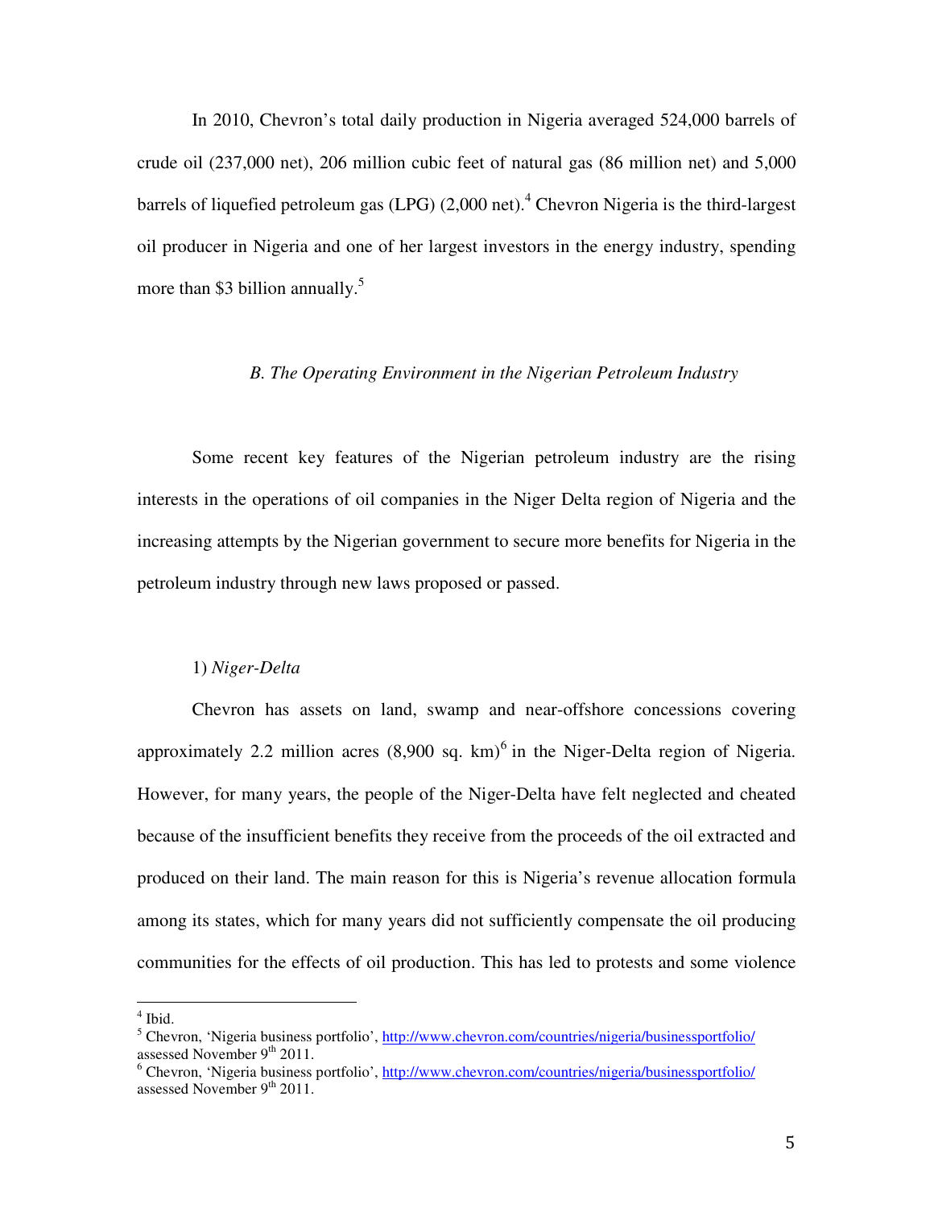In 2010, Chevron's total daily production in Nigeria averaged 524,000 barrels of crude oil (237,000 net), 206 million cubic feet of natural gas (86 million net) and 5,000 barrels of liquefied petroleum gas (LPG) (2,000 net).[4] Chevron Nigeria is the third-largest oil producer in Nigeria and one of her largest investors in the energy industry, spending more than $3 billion annually.[5]

### *B. The Operating Environment in the Nigerian Petroleum Industry*

Some recent key features of the Nigerian petroleum industry are the rising interests in the operations of oil companies in the Niger Delta region of Nigeria and the increasing attempts by the Nigerian government to secure more benefits for Nigeria in the petroleum industry through new laws proposed or passed.

#### 1) *Niger-Delta*

Chevron has assets on land, swamp and near-offshore concessions covering approximately 2.2 million acres (8,900 sq. km)[6] in the Niger-Delta region of Nigeria. However, for many years, the people of the Niger-Delta have felt neglected and cheated because of the insufficient benefits they receive from the proceeds of the oil extracted and produced on their land. The main reason for this is Nigeria's revenue allocation formula among its states, which for many years did not sufficiently compensate the oil producing communities for the effects of oil production. This has led to protests and some violence

---

[4] Ibid.

[5] Chevron, 'Nigeria business portfolio', http://www.chevron.com/countries/nigeria/businessportfolio/ assessed November 9th 2011.

[6] Chevron, 'Nigeria business portfolio', http://www.chevron.com/countries/nigeria/businessportfolio/ assessed November 9th 2011.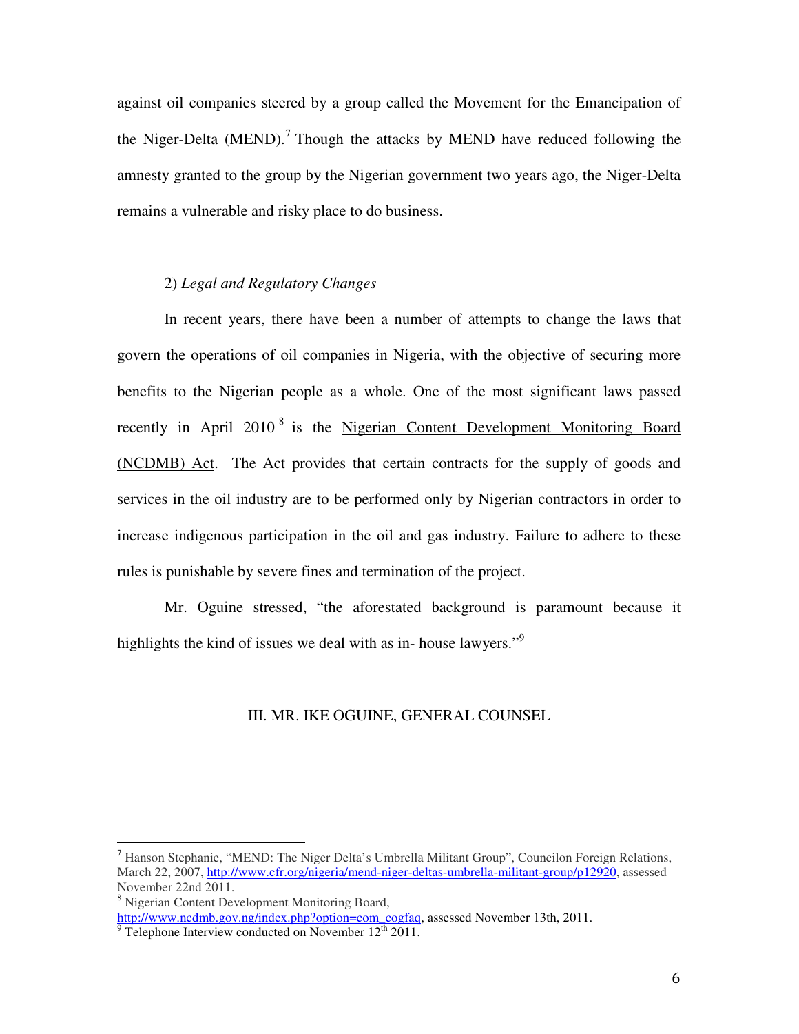against oil companies steered by a group called the Movement for the Emancipation of the Niger-Delta (MEND).[7] Though the attacks by MEND have reduced following the amnesty granted to the group by the Nigerian government two years ago, the Niger-Delta remains a vulnerable and risky place to do business.

2) *Legal and Regulatory Changes*

In recent years, there have been a number of attempts to change the laws that govern the operations of oil companies in Nigeria, with the objective of securing more benefits to the Nigerian people as a whole. One of the most significant laws passed recently in April 2010[8] is the Nigerian Content Development Monitoring Board (NCDMB) Act. The Act provides that certain contracts for the supply of goods and services in the oil industry are to be performed only by Nigerian contractors in order to increase indigenous participation in the oil and gas industry. Failure to adhere to these rules is punishable by severe fines and termination of the project.

Mr. Oguine stressed, "the aforestated background is paramount because it highlights the kind of issues we deal with as in- house lawyers."[9]

## III. MR. IKE OGUINE, GENERAL COUNSEL

---

[7] Hanson Stephanie, "MEND: The Niger Delta's Umbrella Militant Group", Councilon Foreign Relations, March 22, 2007, http://www.cfr.org/nigeria/mend-niger-deltas-umbrella-militant-group/p12920, assessed November 22nd 2011.

[8] Nigerian Content Development Monitoring Board, http://www.ncdmb.gov.ng/index.php?option=com_cogfaq, assessed November 13th, 2011.

[9] Telephone Interview conducted on November 12th 2011.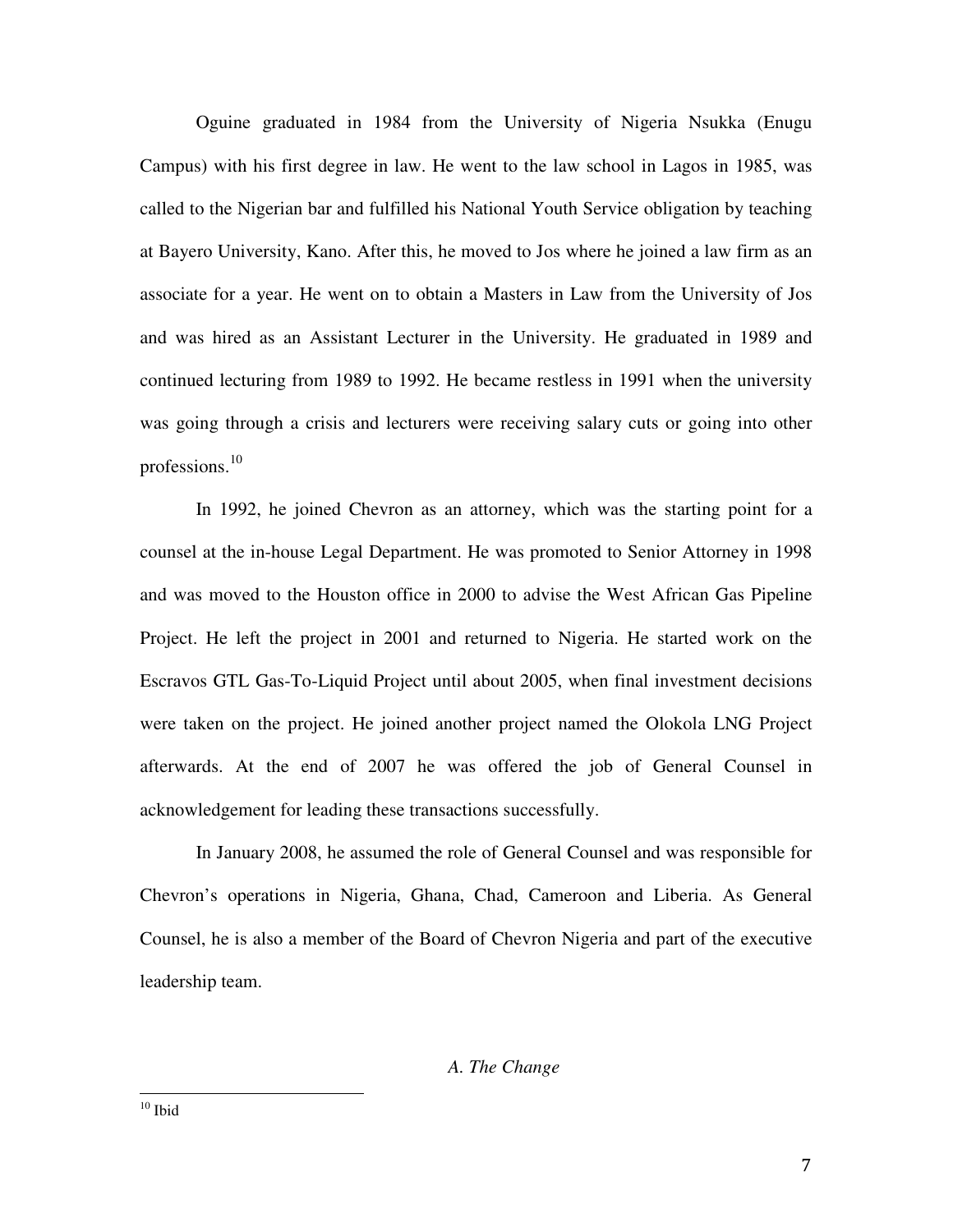Oguine graduated in 1984 from the University of Nigeria Nsukka (Enugu Campus) with his first degree in law. He went to the law school in Lagos in 1985, was called to the Nigerian bar and fulfilled his National Youth Service obligation by teaching at Bayero University, Kano. After this, he moved to Jos where he joined a law firm as an associate for a year. He went on to obtain a Masters in Law from the University of Jos and was hired as an Assistant Lecturer in the University. He graduated in 1989 and continued lecturing from 1989 to 1992. He became restless in 1991 when the university was going through a crisis and lecturers were receiving salary cuts or going into other professions.[10]

In 1992, he joined Chevron as an attorney, which was the starting point for a counsel at the in-house Legal Department. He was promoted to Senior Attorney in 1998 and was moved to the Houston office in 2000 to advise the West African Gas Pipeline Project. He left the project in 2001 and returned to Nigeria. He started work on the Escravos GTL Gas-To-Liquid Project until about 2005, when final investment decisions were taken on the project. He joined another project named the Olokola LNG Project afterwards. At the end of 2007 he was offered the job of General Counsel in acknowledgement for leading these transactions successfully.

In January 2008, he assumed the role of General Counsel and was responsible for Chevron's operations in Nigeria, Ghana, Chad, Cameroon and Liberia. As General Counsel, he is also a member of the Board of Chevron Nigeria and part of the executive leadership team.

### *A. The Change*

---

[10] Ibid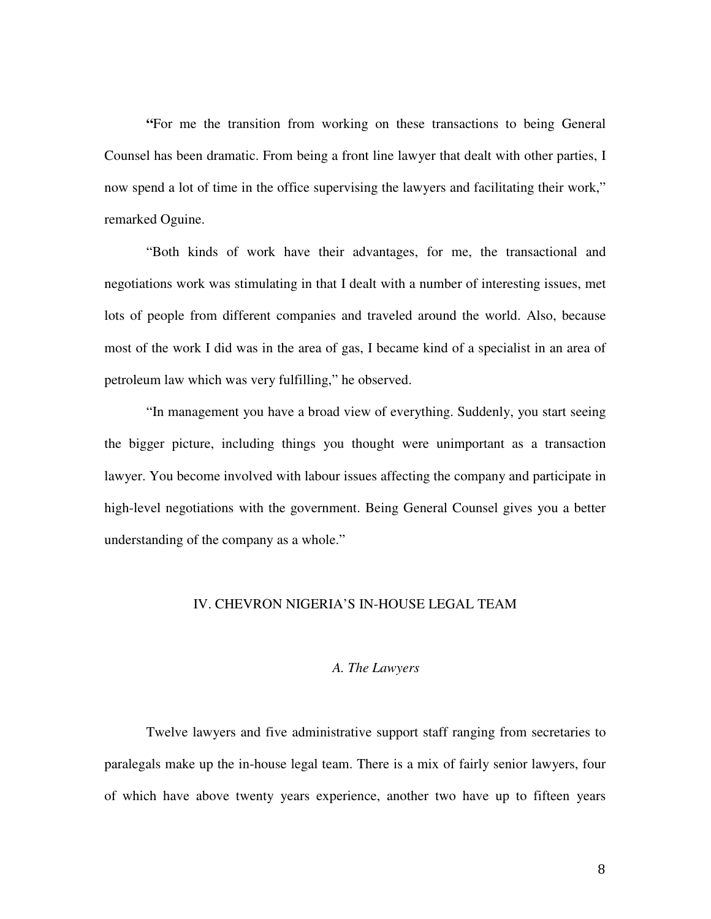"For me the transition from working on these transactions to being General Counsel has been dramatic. From being a front line lawyer that dealt with other parties, I now spend a lot of time in the office supervising the lawyers and facilitating their work," remarked Oguine.

"Both kinds of work have their advantages, for me, the transactional and negotiations work was stimulating in that I dealt with a number of interesting issues, met lots of people from different companies and traveled around the world. Also, because most of the work I did was in the area of gas, I became kind of a specialist in an area of petroleum law which was very fulfilling," he observed.

"In management you have a broad view of everything. Suddenly, you start seeing the bigger picture, including things you thought were unimportant as a transaction lawyer. You become involved with labour issues affecting the company and participate in high-level negotiations with the government. Being General Counsel gives you a better understanding of the company as a whole."

## IV. CHEVRON NIGERIA'S IN-HOUSE LEGAL TEAM

### *A. The Lawyers*

Twelve lawyers and five administrative support staff ranging from secretaries to paralegals make up the in-house legal team. There is a mix of fairly senior lawyers, four of which have above twenty years experience, another two have up to fifteen years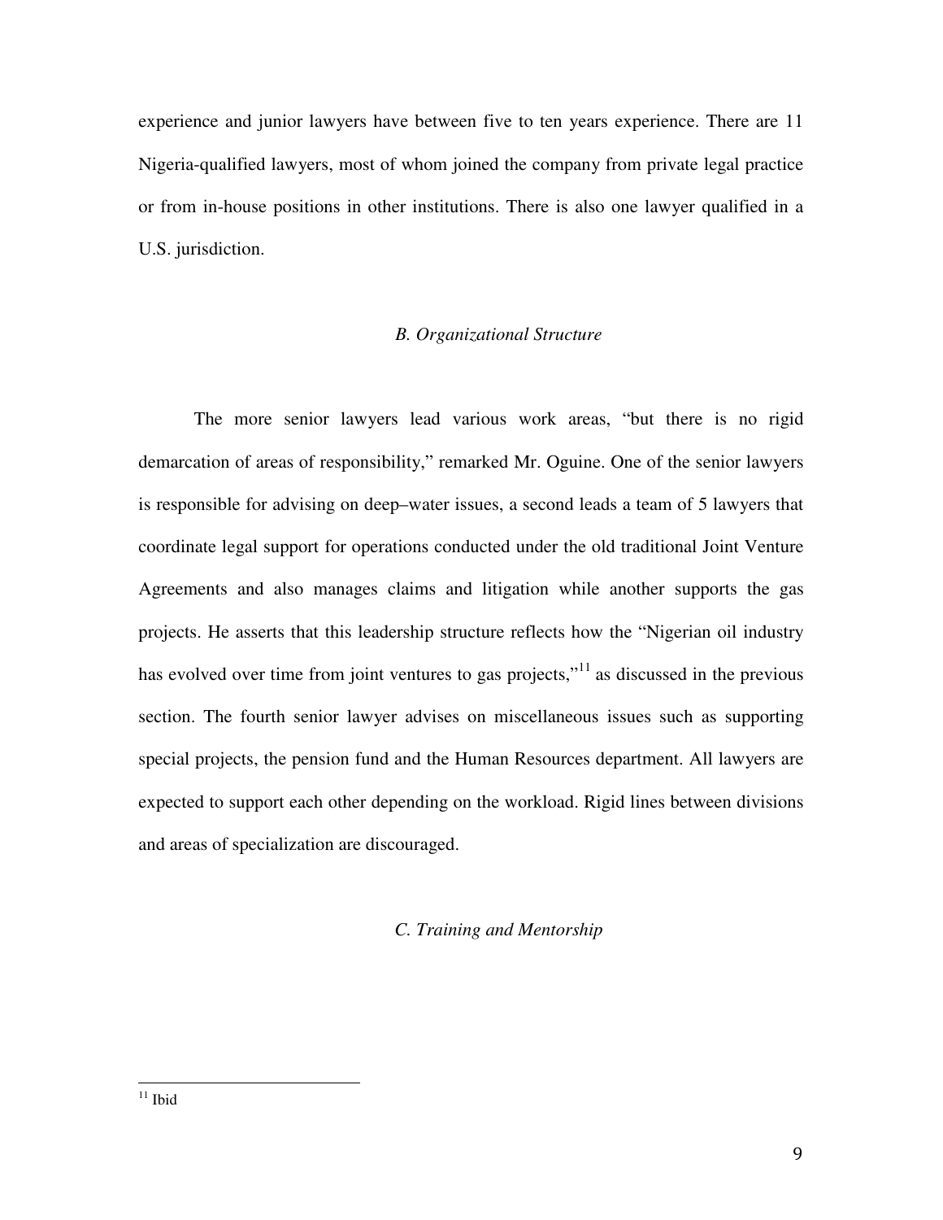experience and junior lawyers have between five to ten years experience. There are 11 Nigeria-qualified lawyers, most of whom joined the company from private legal practice or from in-house positions in other institutions. There is also one lawyer qualified in a U.S. jurisdiction.

### *B. Organizational Structure*

The more senior lawyers lead various work areas, "but there is no rigid demarcation of areas of responsibility," remarked Mr. Oguine. One of the senior lawyers is responsible for advising on deep–water issues, a second leads a team of 5 lawyers that coordinate legal support for operations conducted under the old traditional Joint Venture Agreements and also manages claims and litigation while another supports the gas projects. He asserts that this leadership structure reflects how the "Nigerian oil industry has evolved over time from joint ventures to gas projects,"[11] as discussed in the previous section. The fourth senior lawyer advises on miscellaneous issues such as supporting special projects, the pension fund and the Human Resources department. All lawyers are expected to support each other depending on the workload. Rigid lines between divisions and areas of specialization are discouraged.

### *C. Training and Mentorship*

---

[11] Ibid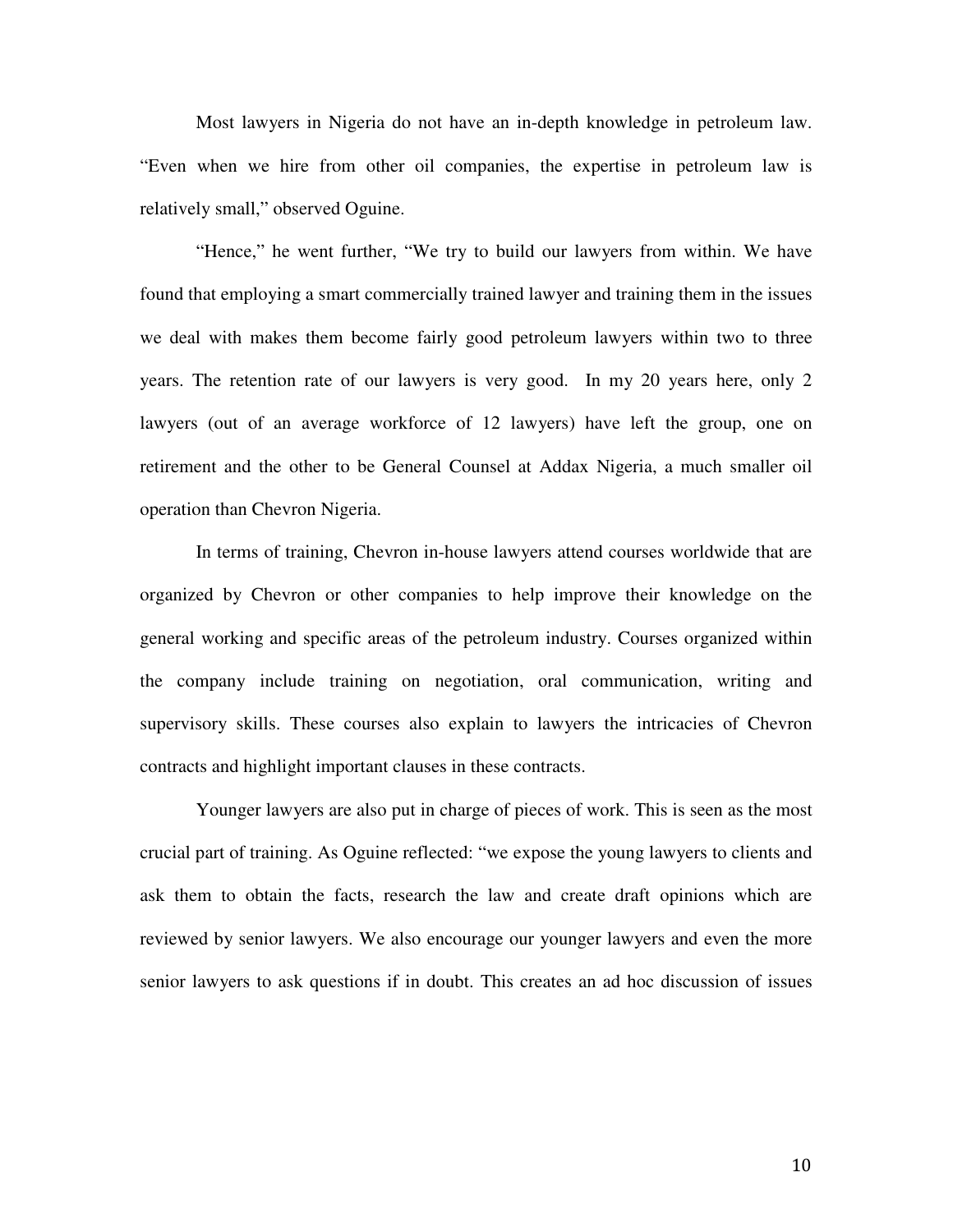Most lawyers in Nigeria do not have an in-depth knowledge in petroleum law. "Even when we hire from other oil companies, the expertise in petroleum law is relatively small," observed Oguine.

"Hence," he went further, "We try to build our lawyers from within. We have found that employing a smart commercially trained lawyer and training them in the issues we deal with makes them become fairly good petroleum lawyers within two to three years. The retention rate of our lawyers is very good. In my 20 years here, only 2 lawyers (out of an average workforce of 12 lawyers) have left the group, one on retirement and the other to be General Counsel at Addax Nigeria, a much smaller oil operation than Chevron Nigeria.

In terms of training, Chevron in-house lawyers attend courses worldwide that are organized by Chevron or other companies to help improve their knowledge on the general working and specific areas of the petroleum industry. Courses organized within the company include training on negotiation, oral communication, writing and supervisory skills. These courses also explain to lawyers the intricacies of Chevron contracts and highlight important clauses in these contracts.

Younger lawyers are also put in charge of pieces of work. This is seen as the most crucial part of training. As Oguine reflected: "we expose the young lawyers to clients and ask them to obtain the facts, research the law and create draft opinions which are reviewed by senior lawyers. We also encourage our younger lawyers and even the more senior lawyers to ask questions if in doubt. This creates an ad hoc discussion of issues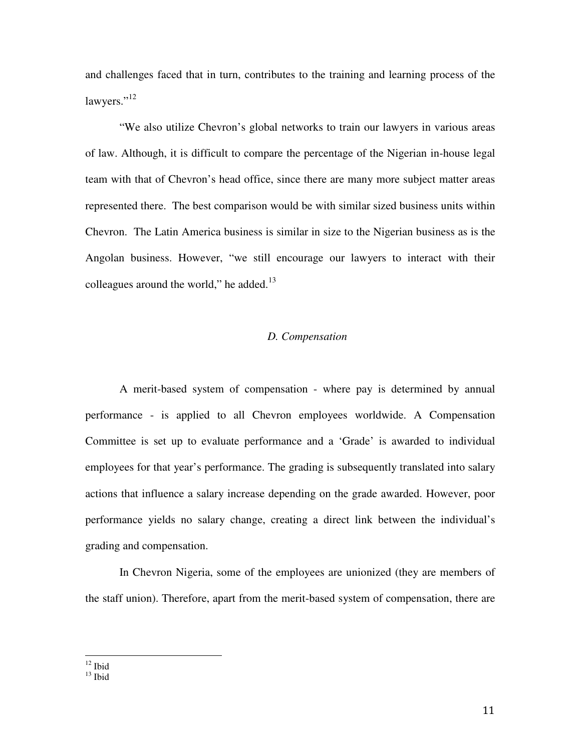and challenges faced that in turn, contributes to the training and learning process of the lawyers."[12]

"We also utilize Chevron's global networks to train our lawyers in various areas of law. Although, it is difficult to compare the percentage of the Nigerian in-house legal team with that of Chevron's head office, since there are many more subject matter areas represented there. The best comparison would be with similar sized business units within Chevron. The Latin America business is similar in size to the Nigerian business as is the Angolan business. However, "we still encourage our lawyers to interact with their colleagues around the world," he added.[13]

### *D. Compensation*

A merit-based system of compensation - where pay is determined by annual performance - is applied to all Chevron employees worldwide. A Compensation Committee is set up to evaluate performance and a 'Grade' is awarded to individual employees for that year's performance. The grading is subsequently translated into salary actions that influence a salary increase depending on the grade awarded. However, poor performance yields no salary change, creating a direct link between the individual's grading and compensation.

In Chevron Nigeria, some of the employees are unionized (they are members of the staff union). Therefore, apart from the merit-based system of compensation, there are

---

[12] Ibid

[13] Ibid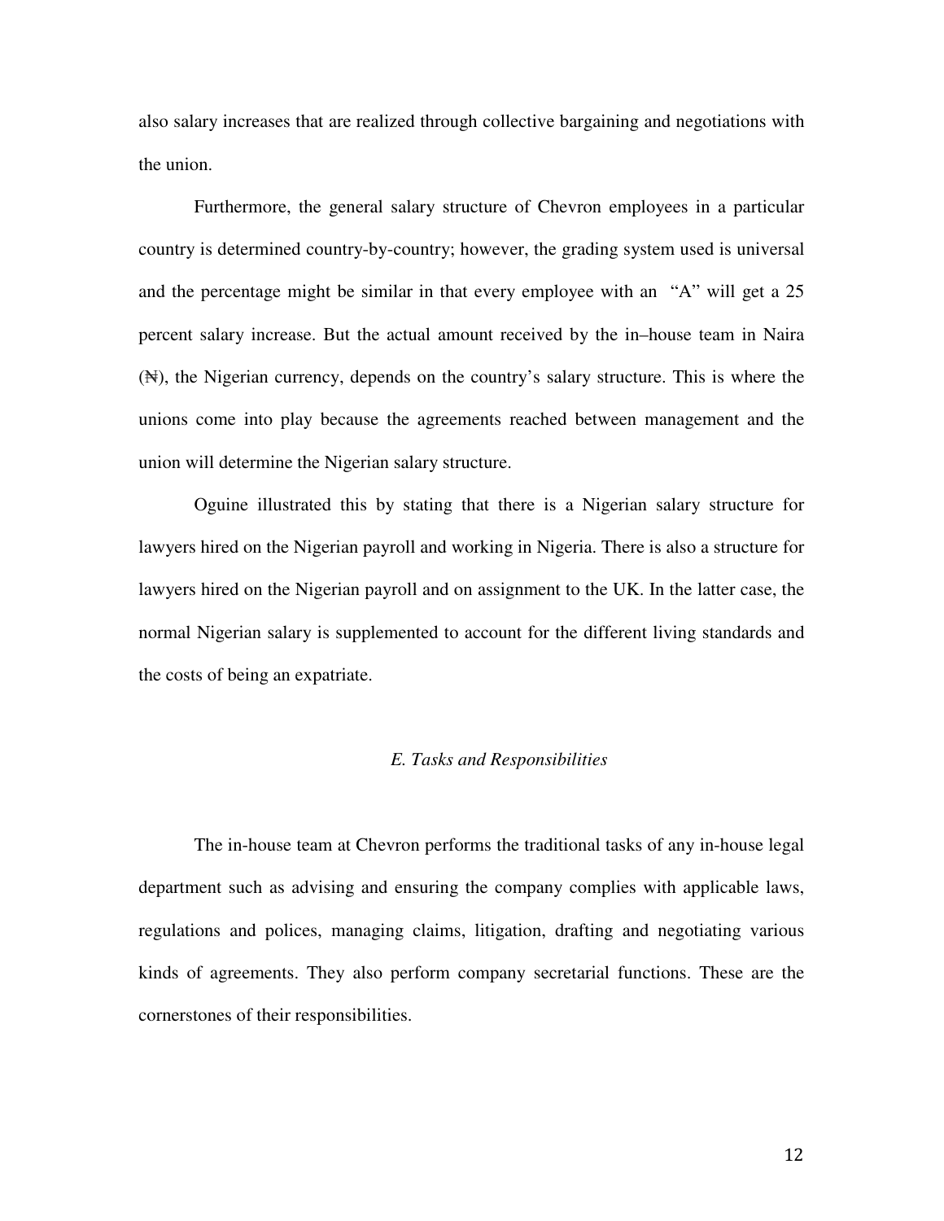also salary increases that are realized through collective bargaining and negotiations with the union.

Furthermore, the general salary structure of Chevron employees in a particular country is determined country-by-country; however, the grading system used is universal and the percentage might be similar in that every employee with an "A" will get a 25 percent salary increase. But the actual amount received by the in–house team in Naira (₦), the Nigerian currency, depends on the country's salary structure. This is where the unions come into play because the agreements reached between management and the union will determine the Nigerian salary structure.

Oguine illustrated this by stating that there is a Nigerian salary structure for lawyers hired on the Nigerian payroll and working in Nigeria. There is also a structure for lawyers hired on the Nigerian payroll and on assignment to the UK. In the latter case, the normal Nigerian salary is supplemented to account for the different living standards and the costs of being an expatriate.

### *E. Tasks and Responsibilities*

The in-house team at Chevron performs the traditional tasks of any in-house legal department such as advising and ensuring the company complies with applicable laws, regulations and polices, managing claims, litigation, drafting and negotiating various kinds of agreements. They also perform company secretarial functions. These are the cornerstones of their responsibilities.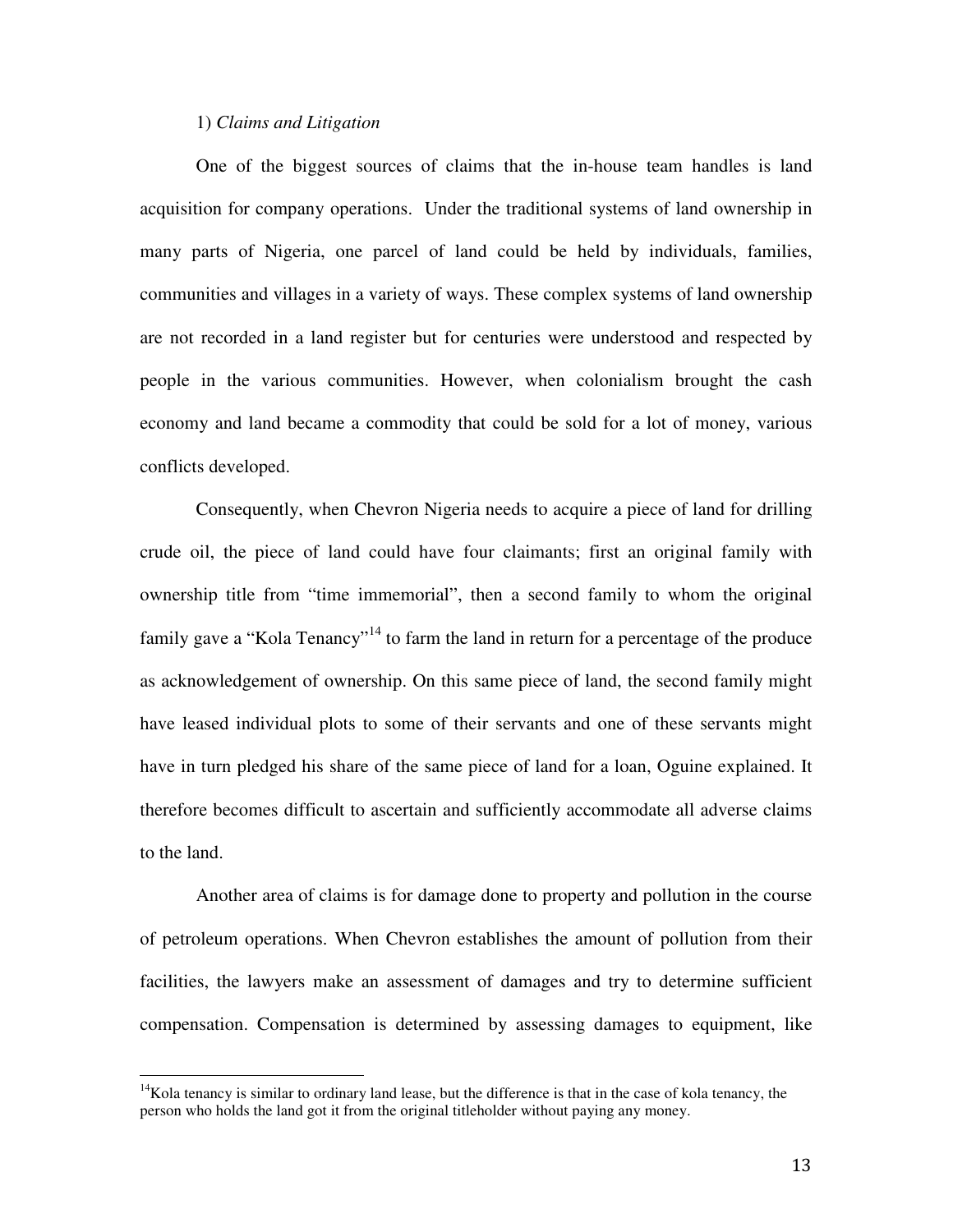1) *Claims and Litigation*

One of the biggest sources of claims that the in-house team handles is land acquisition for company operations. Under the traditional systems of land ownership in many parts of Nigeria, one parcel of land could be held by individuals, families, communities and villages in a variety of ways. These complex systems of land ownership are not recorded in a land register but for centuries were understood and respected by people in the various communities. However, when colonialism brought the cash economy and land became a commodity that could be sold for a lot of money, various conflicts developed.

Consequently, when Chevron Nigeria needs to acquire a piece of land for drilling crude oil, the piece of land could have four claimants; first an original family with ownership title from "time immemorial", then a second family to whom the original family gave a "Kola Tenancy"[14] to farm the land in return for a percentage of the produce as acknowledgement of ownership. On this same piece of land, the second family might have leased individual plots to some of their servants and one of these servants might have in turn pledged his share of the same piece of land for a loan, Oguine explained. It therefore becomes difficult to ascertain and sufficiently accommodate all adverse claims to the land.

Another area of claims is for damage done to property and pollution in the course of petroleum operations. When Chevron establishes the amount of pollution from their facilities, the lawyers make an assessment of damages and try to determine sufficient compensation. Compensation is determined by assessing damages to equipment, like

[14] Kola tenancy is similar to ordinary land lease, but the difference is that in the case of kola tenancy, the person who holds the land got it from the original titleholder without paying any money.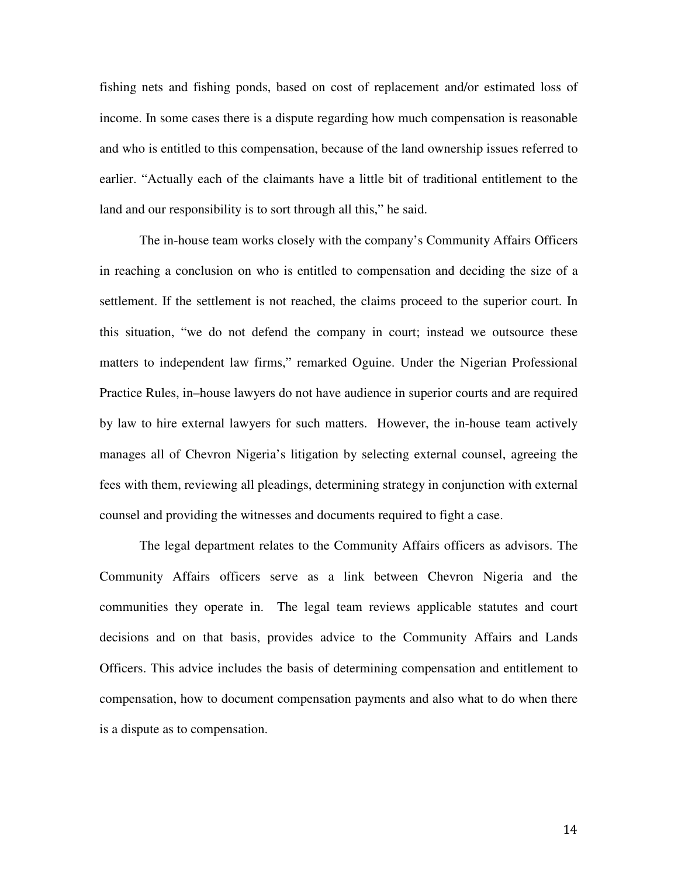fishing nets and fishing ponds, based on cost of replacement and/or estimated loss of income. In some cases there is a dispute regarding how much compensation is reasonable and who is entitled to this compensation, because of the land ownership issues referred to earlier. "Actually each of the claimants have a little bit of traditional entitlement to the land and our responsibility is to sort through all this," he said.

The in-house team works closely with the company's Community Affairs Officers in reaching a conclusion on who is entitled to compensation and deciding the size of a settlement. If the settlement is not reached, the claims proceed to the superior court. In this situation, "we do not defend the company in court; instead we outsource these matters to independent law firms," remarked Oguine. Under the Nigerian Professional Practice Rules, in–house lawyers do not have audience in superior courts and are required by law to hire external lawyers for such matters. However, the in-house team actively manages all of Chevron Nigeria's litigation by selecting external counsel, agreeing the fees with them, reviewing all pleadings, determining strategy in conjunction with external counsel and providing the witnesses and documents required to fight a case.

The legal department relates to the Community Affairs officers as advisors. The Community Affairs officers serve as a link between Chevron Nigeria and the communities they operate in. The legal team reviews applicable statutes and court decisions and on that basis, provides advice to the Community Affairs and Lands Officers. This advice includes the basis of determining compensation and entitlement to compensation, how to document compensation payments and also what to do when there is a dispute as to compensation.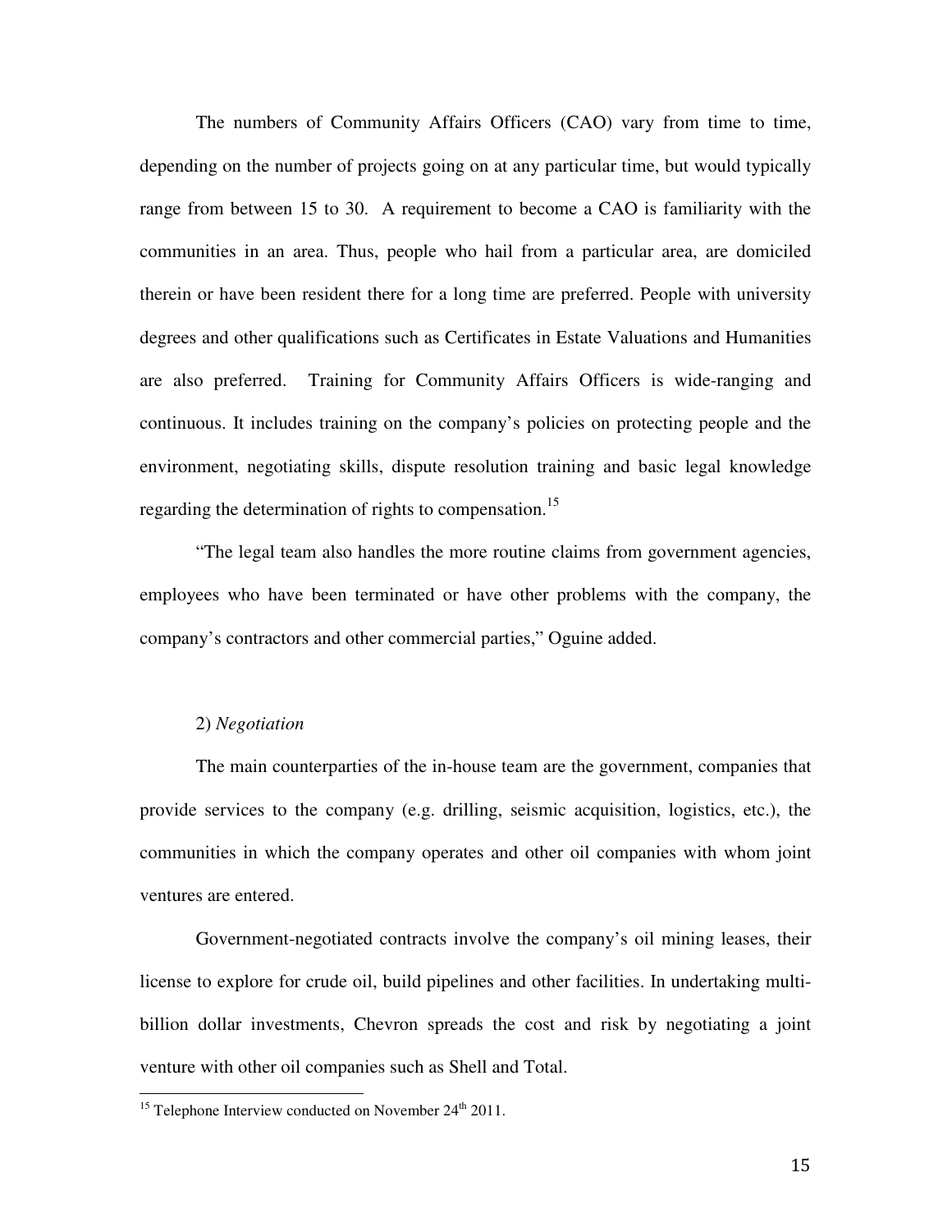The numbers of Community Affairs Officers (CAO) vary from time to time, depending on the number of projects going on at any particular time, but would typically range from between 15 to 30. A requirement to become a CAO is familiarity with the communities in an area. Thus, people who hail from a particular area, are domiciled therein or have been resident there for a long time are preferred. People with university degrees and other qualifications such as Certificates in Estate Valuations and Humanities are also preferred. Training for Community Affairs Officers is wide-ranging and continuous. It includes training on the company's policies on protecting people and the environment, negotiating skills, dispute resolution training and basic legal knowledge regarding the determination of rights to compensation.[15]

"The legal team also handles the more routine claims from government agencies, employees who have been terminated or have other problems with the company, the company's contractors and other commercial parties," Oguine added.

2) *Negotiation*

The main counterparties of the in-house team are the government, companies that provide services to the company (e.g. drilling, seismic acquisition, logistics, etc.), the communities in which the company operates and other oil companies with whom joint ventures are entered.

Government-negotiated contracts involve the company's oil mining leases, their license to explore for crude oil, build pipelines and other facilities. In undertaking multi-billion dollar investments, Chevron spreads the cost and risk by negotiating a joint venture with other oil companies such as Shell and Total.

---

[15] Telephone Interview conducted on November 24th 2011.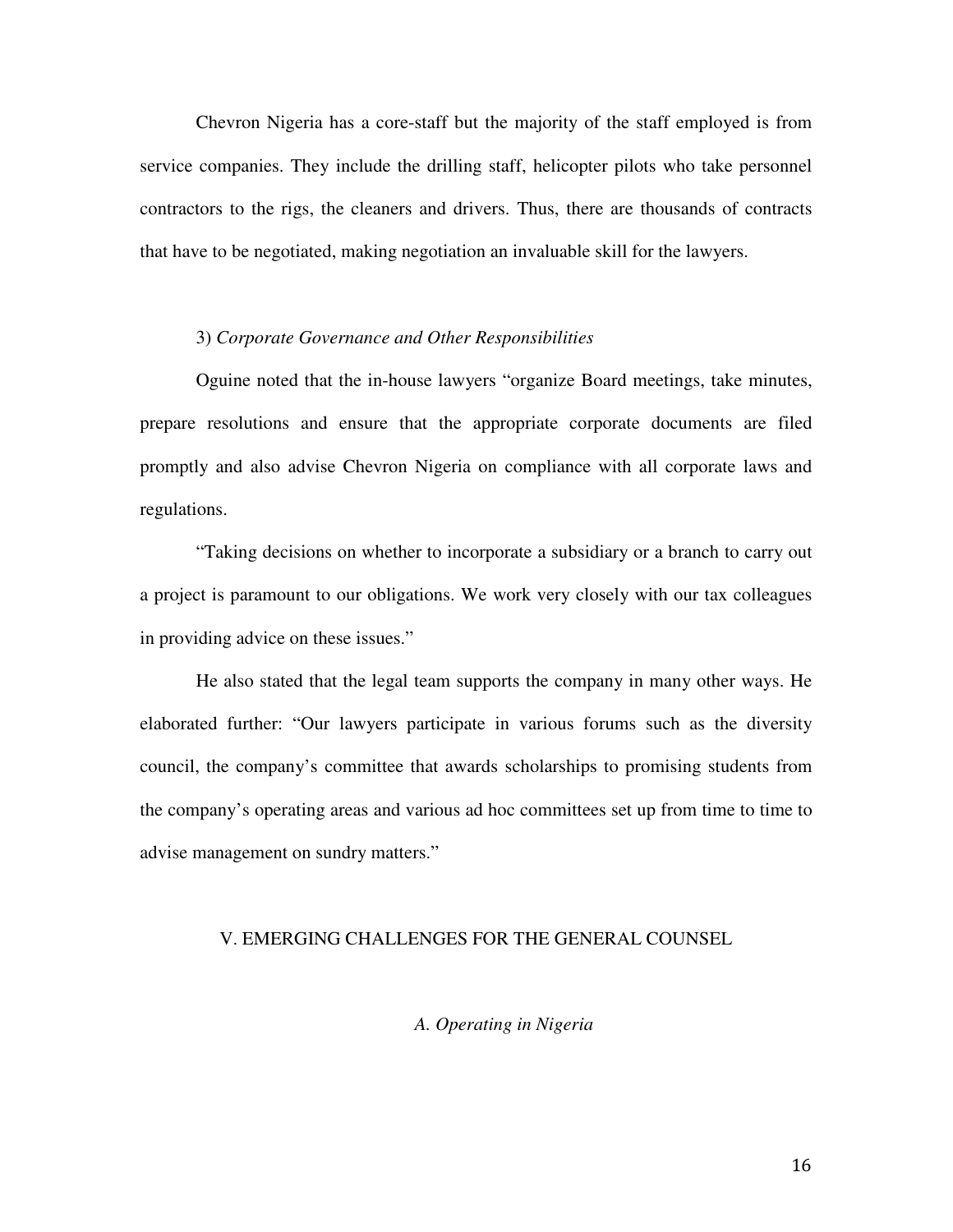Chevron Nigeria has a core-staff but the majority of the staff employed is from service companies. They include the drilling staff, helicopter pilots who take personnel contractors to the rigs, the cleaners and drivers. Thus, there are thousands of contracts that have to be negotiated, making negotiation an invaluable skill for the lawyers.

3) *Corporate Governance and Other Responsibilities*

Oguine noted that the in-house lawyers "organize Board meetings, take minutes, prepare resolutions and ensure that the appropriate corporate documents are filed promptly and also advise Chevron Nigeria on compliance with all corporate laws and regulations.

"Taking decisions on whether to incorporate a subsidiary or a branch to carry out a project is paramount to our obligations. We work very closely with our tax colleagues in providing advice on these issues."

He also stated that the legal team supports the company in many other ways. He elaborated further: "Our lawyers participate in various forums such as the diversity council, the company's committee that awards scholarships to promising students from the company's operating areas and various ad hoc committees set up from time to time to advise management on sundry matters."

## V. EMERGING CHALLENGES FOR THE GENERAL COUNSEL

### *A. Operating in Nigeria*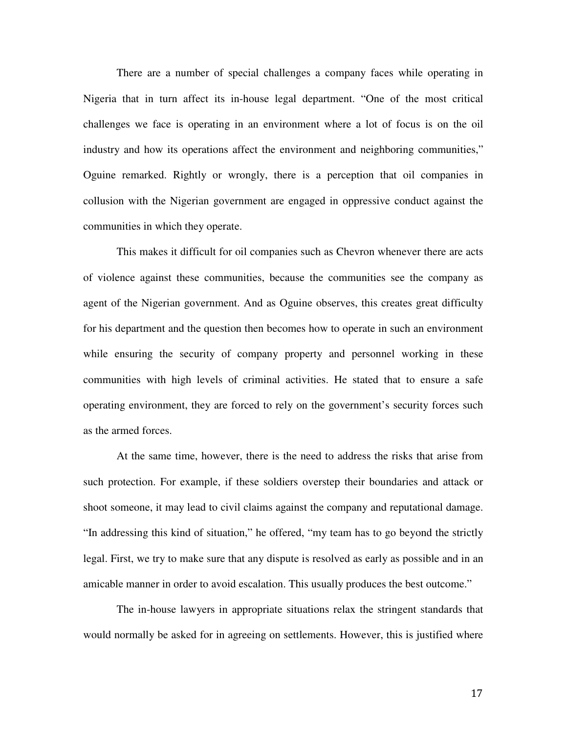There are a number of special challenges a company faces while operating in Nigeria that in turn affect its in-house legal department. "One of the most critical challenges we face is operating in an environment where a lot of focus is on the oil industry and how its operations affect the environment and neighboring communities," Oguine remarked. Rightly or wrongly, there is a perception that oil companies in collusion with the Nigerian government are engaged in oppressive conduct against the communities in which they operate.

This makes it difficult for oil companies such as Chevron whenever there are acts of violence against these communities, because the communities see the company as agent of the Nigerian government. And as Oguine observes, this creates great difficulty for his department and the question then becomes how to operate in such an environment while ensuring the security of company property and personnel working in these communities with high levels of criminal activities. He stated that to ensure a safe operating environment, they are forced to rely on the government's security forces such as the armed forces.

At the same time, however, there is the need to address the risks that arise from such protection. For example, if these soldiers overstep their boundaries and attack or shoot someone, it may lead to civil claims against the company and reputational damage. "In addressing this kind of situation," he offered, "my team has to go beyond the strictly legal. First, we try to make sure that any dispute is resolved as early as possible and in an amicable manner in order to avoid escalation. This usually produces the best outcome."

The in-house lawyers in appropriate situations relax the stringent standards that would normally be asked for in agreeing on settlements. However, this is justified where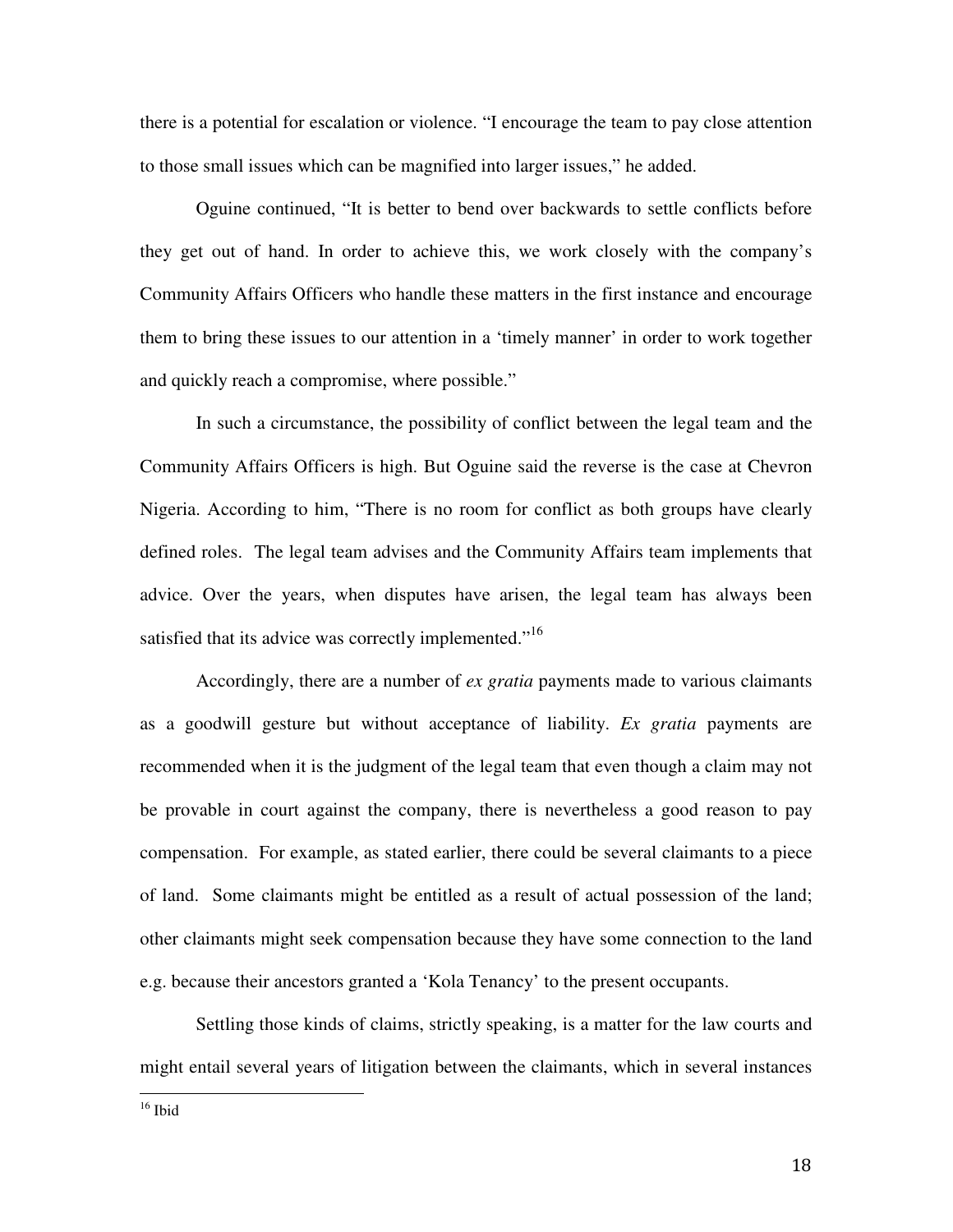there is a potential for escalation or violence. "I encourage the team to pay close attention to those small issues which can be magnified into larger issues," he added.

Oguine continued, "It is better to bend over backwards to settle conflicts before they get out of hand. In order to achieve this, we work closely with the company's Community Affairs Officers who handle these matters in the first instance and encourage them to bring these issues to our attention in a 'timely manner' in order to work together and quickly reach a compromise, where possible."

In such a circumstance, the possibility of conflict between the legal team and the Community Affairs Officers is high. But Oguine said the reverse is the case at Chevron Nigeria. According to him, "There is no room for conflict as both groups have clearly defined roles. The legal team advises and the Community Affairs team implements that advice. Over the years, when disputes have arisen, the legal team has always been satisfied that its advice was correctly implemented."[16]

Accordingly, there are a number of *ex gratia* payments made to various claimants as a goodwill gesture but without acceptance of liability. *Ex gratia* payments are recommended when it is the judgment of the legal team that even though a claim may not be provable in court against the company, there is nevertheless a good reason to pay compensation. For example, as stated earlier, there could be several claimants to a piece of land. Some claimants might be entitled as a result of actual possession of the land; other claimants might seek compensation because they have some connection to the land e.g. because their ancestors granted a 'Kola Tenancy' to the present occupants.

Settling those kinds of claims, strictly speaking, is a matter for the law courts and might entail several years of litigation between the claimants, which in several instances

---

[16] Ibid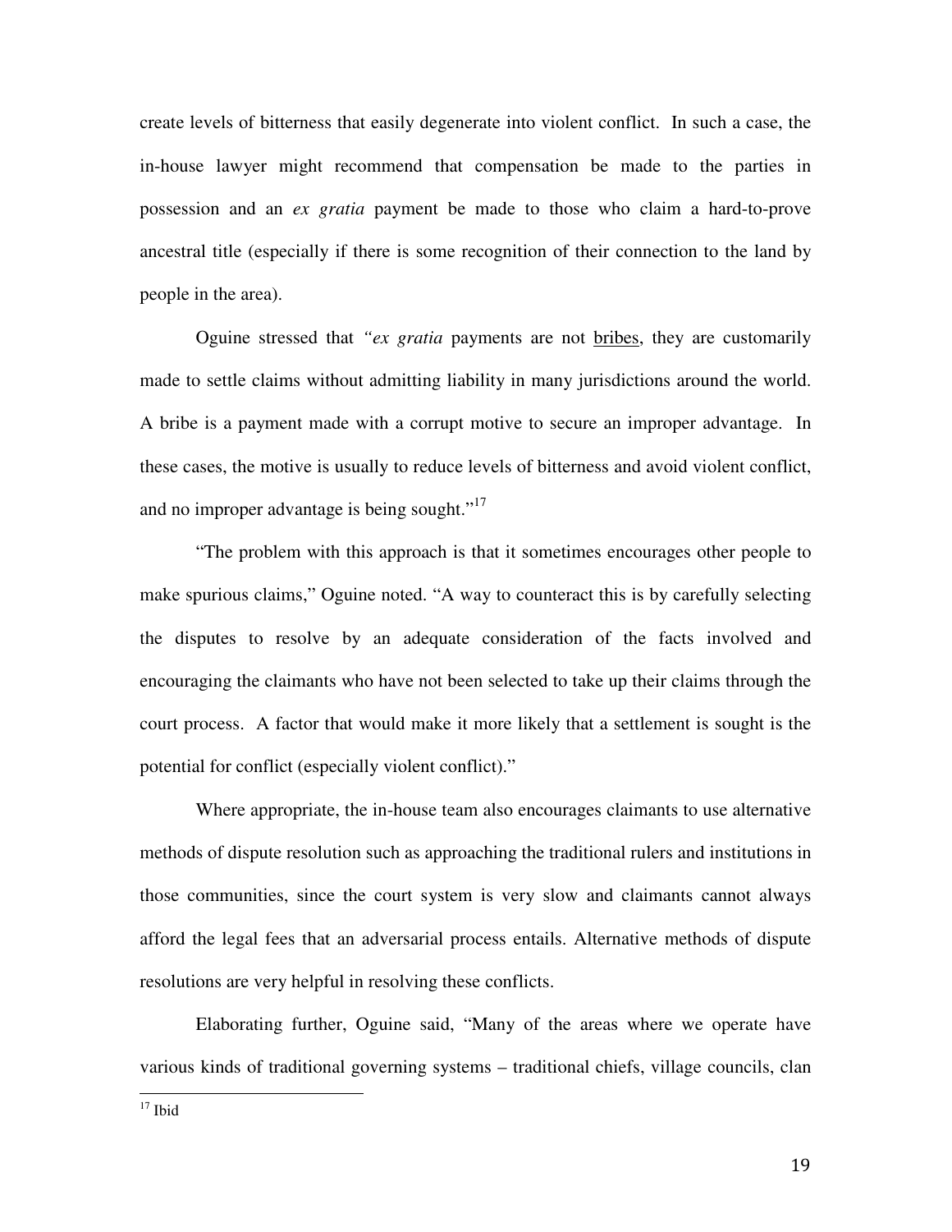create levels of bitterness that easily degenerate into violent conflict. In such a case, the in-house lawyer might recommend that compensation be made to the parties in possession and an *ex gratia* payment be made to those who claim a hard-to-prove ancestral title (especially if there is some recognition of their connection to the land by people in the area).

Oguine stressed that *"ex gratia* payments are not bribes, they are customarily made to settle claims without admitting liability in many jurisdictions around the world. A bribe is a payment made with a corrupt motive to secure an improper advantage. In these cases, the motive is usually to reduce levels of bitterness and avoid violent conflict, and no improper advantage is being sought."[17]

"The problem with this approach is that it sometimes encourages other people to make spurious claims," Oguine noted. "A way to counteract this is by carefully selecting the disputes to resolve by an adequate consideration of the facts involved and encouraging the claimants who have not been selected to take up their claims through the court process. A factor that would make it more likely that a settlement is sought is the potential for conflict (especially violent conflict)."

Where appropriate, the in-house team also encourages claimants to use alternative methods of dispute resolution such as approaching the traditional rulers and institutions in those communities, since the court system is very slow and claimants cannot always afford the legal fees that an adversarial process entails. Alternative methods of dispute resolutions are very helpful in resolving these conflicts.

Elaborating further, Oguine said, "Many of the areas where we operate have various kinds of traditional governing systems – traditional chiefs, village councils, clan

---

[17] Ibid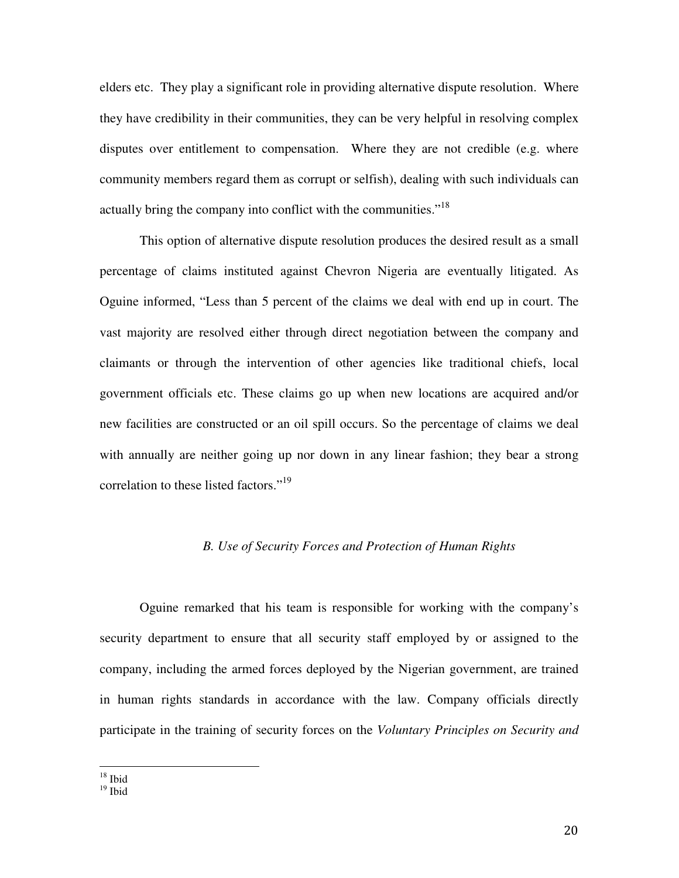elders etc. They play a significant role in providing alternative dispute resolution. Where they have credibility in their communities, they can be very helpful in resolving complex disputes over entitlement to compensation. Where they are not credible (e.g. where community members regard them as corrupt or selfish), dealing with such individuals can actually bring the company into conflict with the communities."[18]

This option of alternative dispute resolution produces the desired result as a small percentage of claims instituted against Chevron Nigeria are eventually litigated. As Oguine informed, "Less than 5 percent of the claims we deal with end up in court. The vast majority are resolved either through direct negotiation between the company and claimants or through the intervention of other agencies like traditional chiefs, local government officials etc. These claims go up when new locations are acquired and/or new facilities are constructed or an oil spill occurs. So the percentage of claims we deal with annually are neither going up nor down in any linear fashion; they bear a strong correlation to these listed factors."[19]

### *B. Use of Security Forces and Protection of Human Rights*

Oguine remarked that his team is responsible for working with the company's security department to ensure that all security staff employed by or assigned to the company, including the armed forces deployed by the Nigerian government, are trained in human rights standards in accordance with the law. Company officials directly participate in the training of security forces on the *Voluntary Principles on Security and*

---

[18] Ibid

[19] Ibid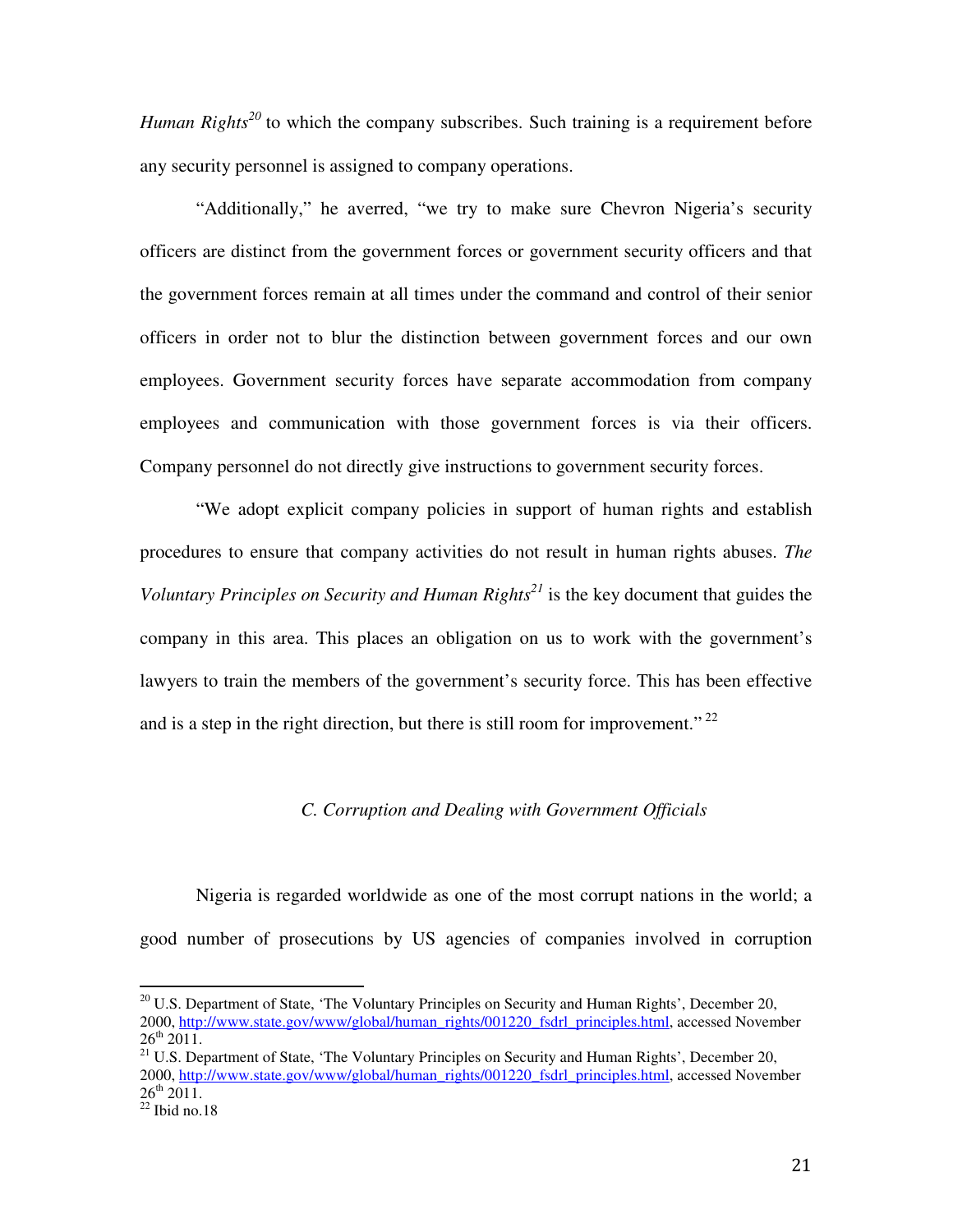*Human Rights*[20] to which the company subscribes. Such training is a requirement before any security personnel is assigned to company operations.

"Additionally," he averred, "we try to make sure Chevron Nigeria's security officers are distinct from the government forces or government security officers and that the government forces remain at all times under the command and control of their senior officers in order not to blur the distinction between government forces and our own employees. Government security forces have separate accommodation from company employees and communication with those government forces is via their officers. Company personnel do not directly give instructions to government security forces.

"We adopt explicit company policies in support of human rights and establish procedures to ensure that company activities do not result in human rights abuses. *The Voluntary Principles on Security and Human Rights*[21] is the key document that guides the company in this area. This places an obligation on us to work with the government's lawyers to train the members of the government's security force. This has been effective and is a step in the right direction, but there is still room for improvement." [22]

### *C. Corruption and Dealing with Government Officials*

Nigeria is regarded worldwide as one of the most corrupt nations in the world; a good number of prosecutions by US agencies of companies involved in corruption

---

[20] U.S. Department of State, 'The Voluntary Principles on Security and Human Rights', December 20, 2000, http://www.state.gov/www/global/human_rights/001220_fsdrl_principles.html, accessed November 26th 2011.

[21] U.S. Department of State, 'The Voluntary Principles on Security and Human Rights', December 20, 2000, http://www.state.gov/www/global/human_rights/001220_fsdrl_principles.html, accessed November 26th 2011.

[22] Ibid no.18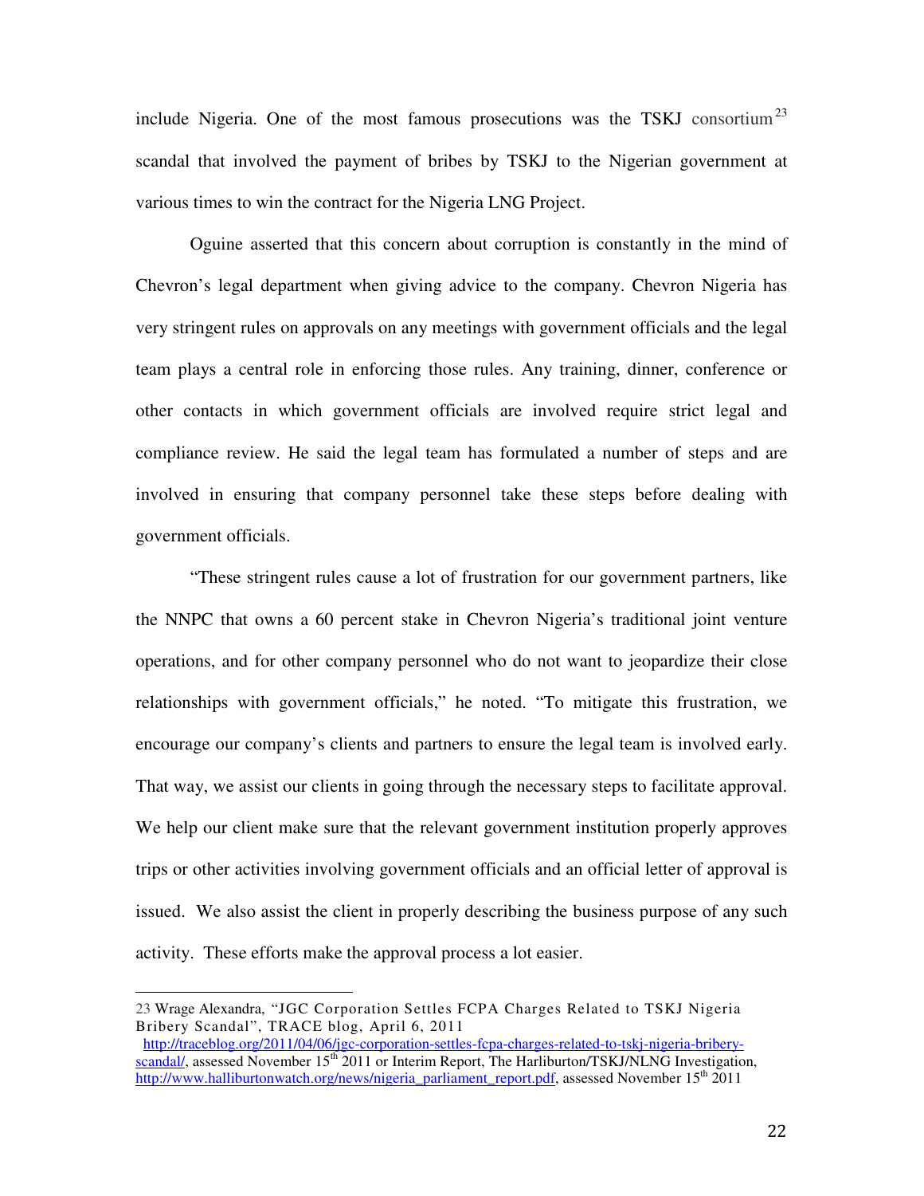include Nigeria. One of the most famous prosecutions was the TSKJ consortium[23] scandal that involved the payment of bribes by TSKJ to the Nigerian government at various times to win the contract for the Nigeria LNG Project.

Oguine asserted that this concern about corruption is constantly in the mind of Chevron's legal department when giving advice to the company. Chevron Nigeria has very stringent rules on approvals on any meetings with government officials and the legal team plays a central role in enforcing those rules. Any training, dinner, conference or other contacts in which government officials are involved require strict legal and compliance review. He said the legal team has formulated a number of steps and are involved in ensuring that company personnel take these steps before dealing with government officials.

"These stringent rules cause a lot of frustration for our government partners, like the NNPC that owns a 60 percent stake in Chevron Nigeria's traditional joint venture operations, and for other company personnel who do not want to jeopardize their close relationships with government officials," he noted. "To mitigate this frustration, we encourage our company's clients and partners to ensure the legal team is involved early. That way, we assist our clients in going through the necessary steps to facilitate approval. We help our client make sure that the relevant government institution properly approves trips or other activities involving government officials and an official letter of approval is issued. We also assist the client in properly describing the business purpose of any such activity. These efforts make the approval process a lot easier.

---

23 Wrage Alexandra, "JGC Corporation Settles FCPA Charges Related to TSKJ Nigeria Bribery Scandal", TRACE blog, April 6, 2011 http://traceblog.org/2011/04/06/jgc-corporation-settles-fcpa-charges-related-to-tskj-nigeria-bribery-scandal/, assessed November 15th 2011 or Interim Report, The Harliburton/TSKJ/NLNG Investigation, http://www.halliburtonwatch.org/news/nigeria_parliament_report.pdf, assessed November 15th 2011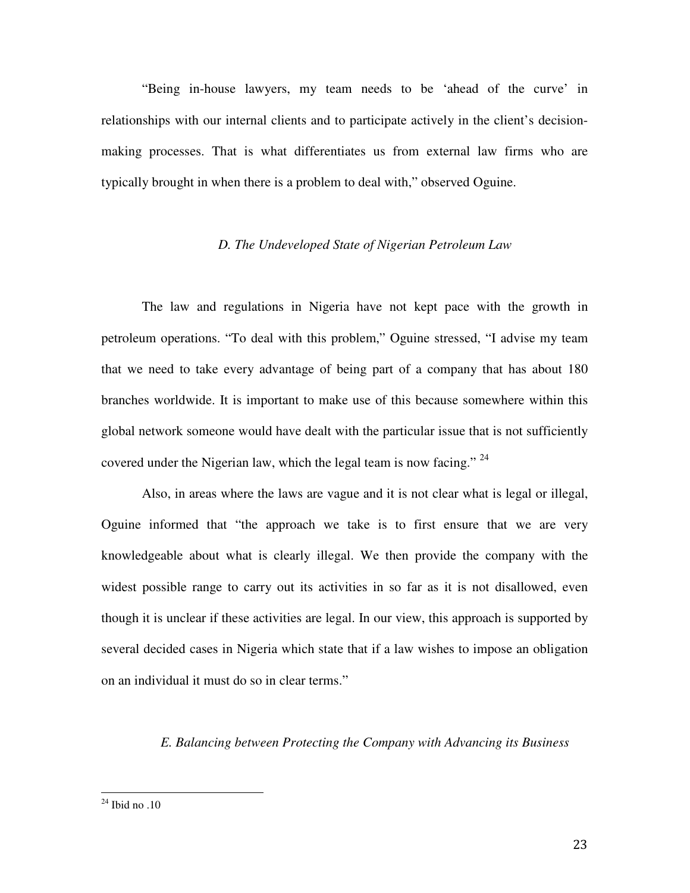"Being in-house lawyers, my team needs to be 'ahead of the curve' in relationships with our internal clients and to participate actively in the client's decision-making processes. That is what differentiates us from external law firms who are typically brought in when there is a problem to deal with," observed Oguine.

### *D. The Undeveloped State of Nigerian Petroleum Law*

The law and regulations in Nigeria have not kept pace with the growth in petroleum operations. "To deal with this problem," Oguine stressed, "I advise my team that we need to take every advantage of being part of a company that has about 180 branches worldwide. It is important to make use of this because somewhere within this global network someone would have dealt with the particular issue that is not sufficiently covered under the Nigerian law, which the legal team is now facing." [24]

Also, in areas where the laws are vague and it is not clear what is legal or illegal, Oguine informed that "the approach we take is to first ensure that we are very knowledgeable about what is clearly illegal. We then provide the company with the widest possible range to carry out its activities in so far as it is not disallowed, even though it is unclear if these activities are legal. In our view, this approach is supported by several decided cases in Nigeria which state that if a law wishes to impose an obligation on an individual it must do so in clear terms."

### *E. Balancing between Protecting the Company with Advancing its Business*

---

[24] Ibid no .10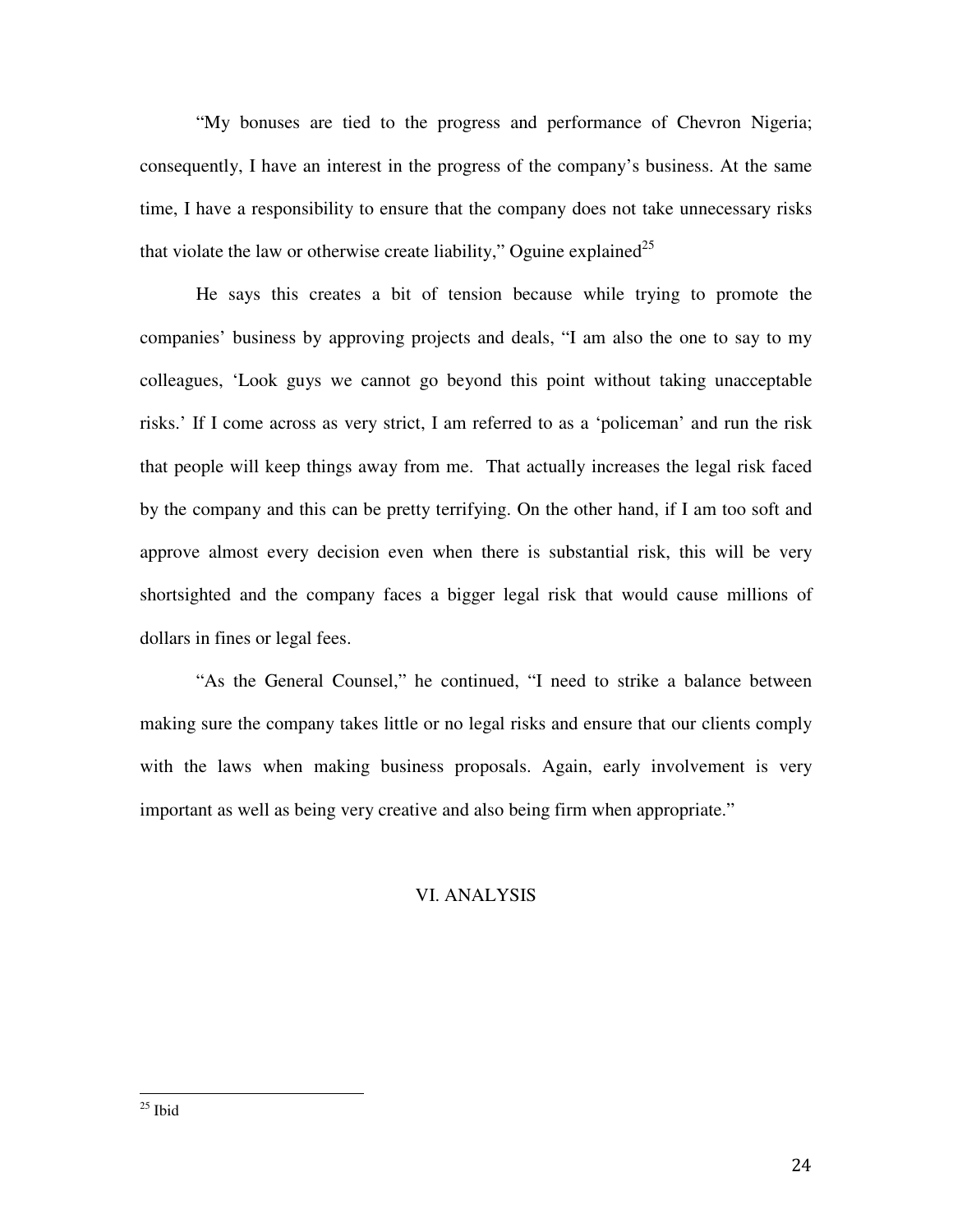"My bonuses are tied to the progress and performance of Chevron Nigeria; consequently, I have an interest in the progress of the company's business. At the same time, I have a responsibility to ensure that the company does not take unnecessary risks that violate the law or otherwise create liability," Oguine explained[25]

He says this creates a bit of tension because while trying to promote the companies' business by approving projects and deals, "I am also the one to say to my colleagues, 'Look guys we cannot go beyond this point without taking unacceptable risks.' If I come across as very strict, I am referred to as a 'policeman' and run the risk that people will keep things away from me. That actually increases the legal risk faced by the company and this can be pretty terrifying. On the other hand, if I am too soft and approve almost every decision even when there is substantial risk, this will be very shortsighted and the company faces a bigger legal risk that would cause millions of dollars in fines or legal fees.

"As the General Counsel," he continued, "I need to strike a balance between making sure the company takes little or no legal risks and ensure that our clients comply with the laws when making business proposals. Again, early involvement is very important as well as being very creative and also being firm when appropriate."

## VI. ANALYSIS

[25] Ibid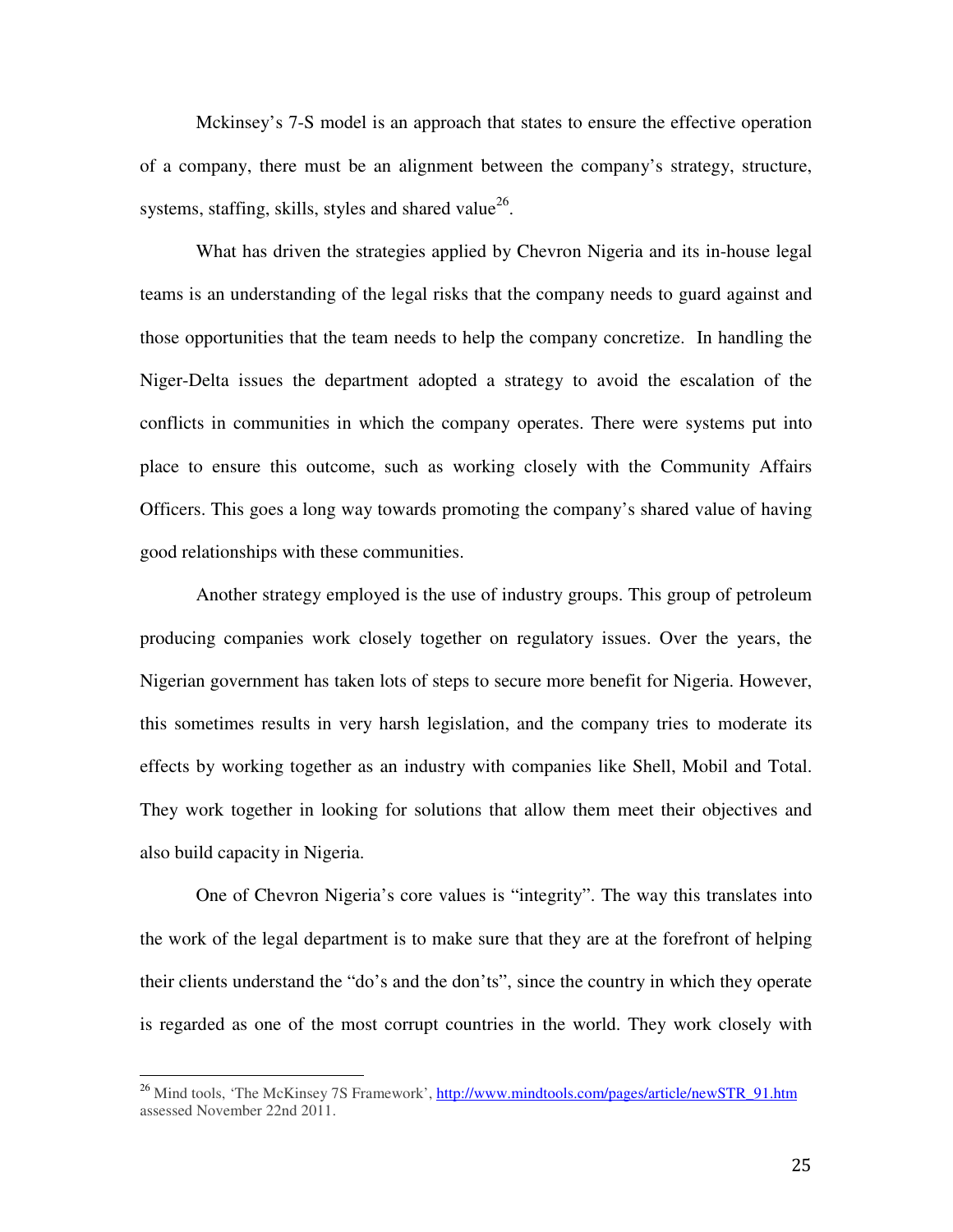Mckinsey's 7-S model is an approach that states to ensure the effective operation of a company, there must be an alignment between the company's strategy, structure, systems, staffing, skills, styles and shared value[26].

What has driven the strategies applied by Chevron Nigeria and its in-house legal teams is an understanding of the legal risks that the company needs to guard against and those opportunities that the team needs to help the company concretize. In handling the Niger-Delta issues the department adopted a strategy to avoid the escalation of the conflicts in communities in which the company operates. There were systems put into place to ensure this outcome, such as working closely with the Community Affairs Officers. This goes a long way towards promoting the company's shared value of having good relationships with these communities.

Another strategy employed is the use of industry groups. This group of petroleum producing companies work closely together on regulatory issues. Over the years, the Nigerian government has taken lots of steps to secure more benefit for Nigeria. However, this sometimes results in very harsh legislation, and the company tries to moderate its effects by working together as an industry with companies like Shell, Mobil and Total. They work together in looking for solutions that allow them meet their objectives and also build capacity in Nigeria.

One of Chevron Nigeria's core values is "integrity". The way this translates into the work of the legal department is to make sure that they are at the forefront of helping their clients understand the "do's and the don'ts", since the country in which they operate is regarded as one of the most corrupt countries in the world. They work closely with

---

[26] Mind tools, 'The McKinsey 7S Framework', http://www.mindtools.com/pages/article/newSTR_91.htm assessed November 22nd 2011.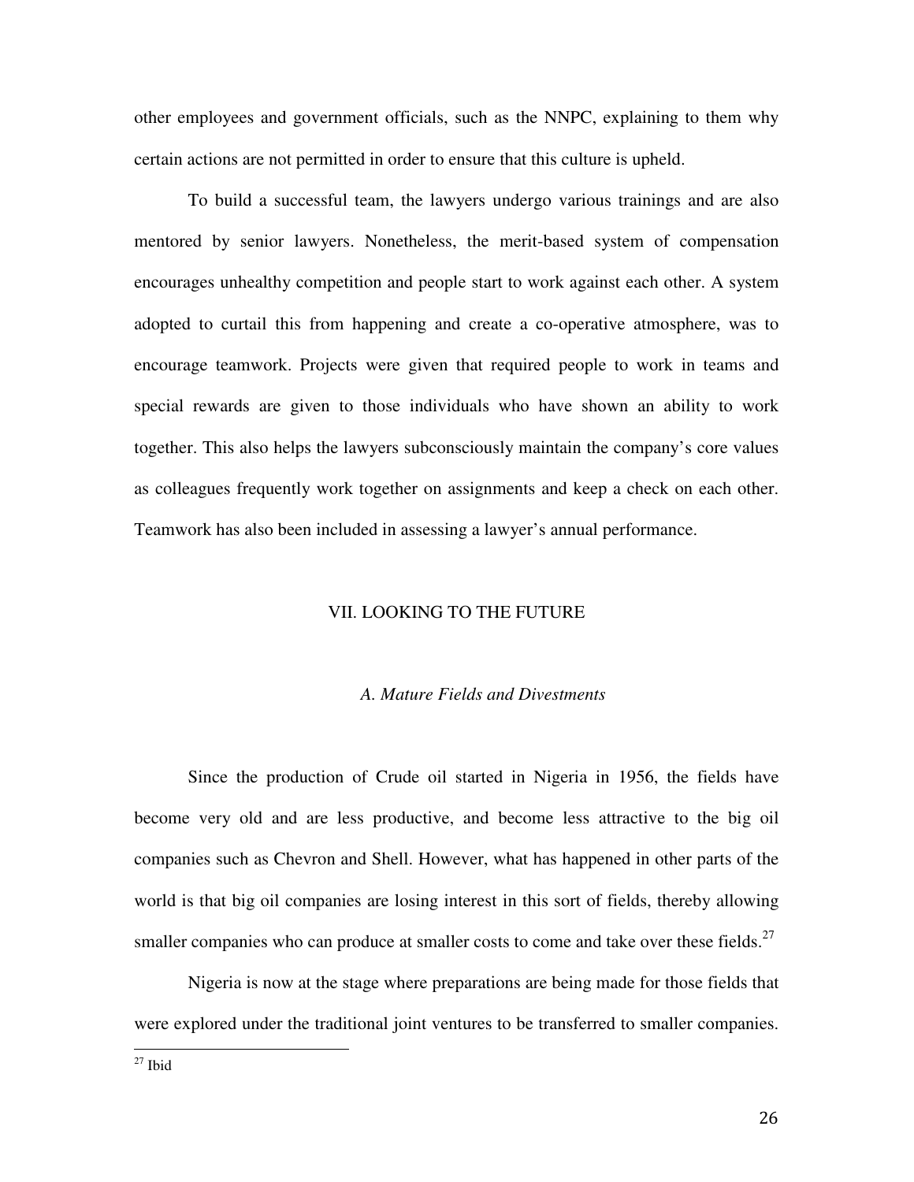other employees and government officials, such as the NNPC, explaining to them why certain actions are not permitted in order to ensure that this culture is upheld.

To build a successful team, the lawyers undergo various trainings and are also mentored by senior lawyers. Nonetheless, the merit-based system of compensation encourages unhealthy competition and people start to work against each other. A system adopted to curtail this from happening and create a co-operative atmosphere, was to encourage teamwork. Projects were given that required people to work in teams and special rewards are given to those individuals who have shown an ability to work together. This also helps the lawyers subconsciously maintain the company's core values as colleagues frequently work together on assignments and keep a check on each other. Teamwork has also been included in assessing a lawyer's annual performance.

## VII. LOOKING TO THE FUTURE

### *A. Mature Fields and Divestments*

Since the production of Crude oil started in Nigeria in 1956, the fields have become very old and are less productive, and become less attractive to the big oil companies such as Chevron and Shell. However, what has happened in other parts of the world is that big oil companies are losing interest in this sort of fields, thereby allowing smaller companies who can produce at smaller costs to come and take over these fields.[27]

Nigeria is now at the stage where preparations are being made for those fields that were explored under the traditional joint ventures to be transferred to smaller companies.

[27] Ibid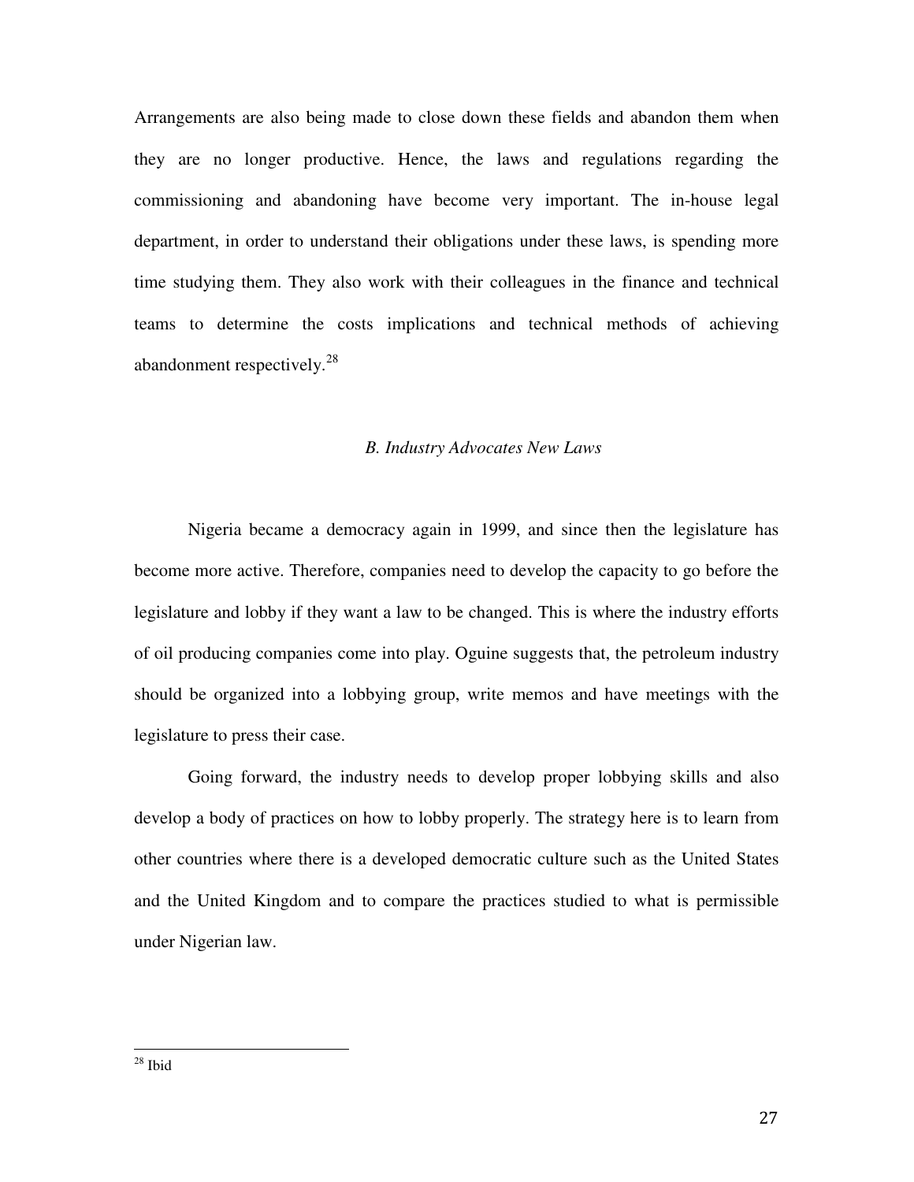Arrangements are also being made to close down these fields and abandon them when they are no longer productive. Hence, the laws and regulations regarding the commissioning and abandoning have become very important. The in-house legal department, in order to understand their obligations under these laws, is spending more time studying them. They also work with their colleagues in the finance and technical teams to determine the costs implications and technical methods of achieving abandonment respectively.[28]

### *B. Industry Advocates New Laws*

Nigeria became a democracy again in 1999, and since then the legislature has become more active. Therefore, companies need to develop the capacity to go before the legislature and lobby if they want a law to be changed. This is where the industry efforts of oil producing companies come into play. Oguine suggests that, the petroleum industry should be organized into a lobbying group, write memos and have meetings with the legislature to press their case.

Going forward, the industry needs to develop proper lobbying skills and also develop a body of practices on how to lobby properly. The strategy here is to learn from other countries where there is a developed democratic culture such as the United States and the United Kingdom and to compare the practices studied to what is permissible under Nigerian law.

---

[28] Ibid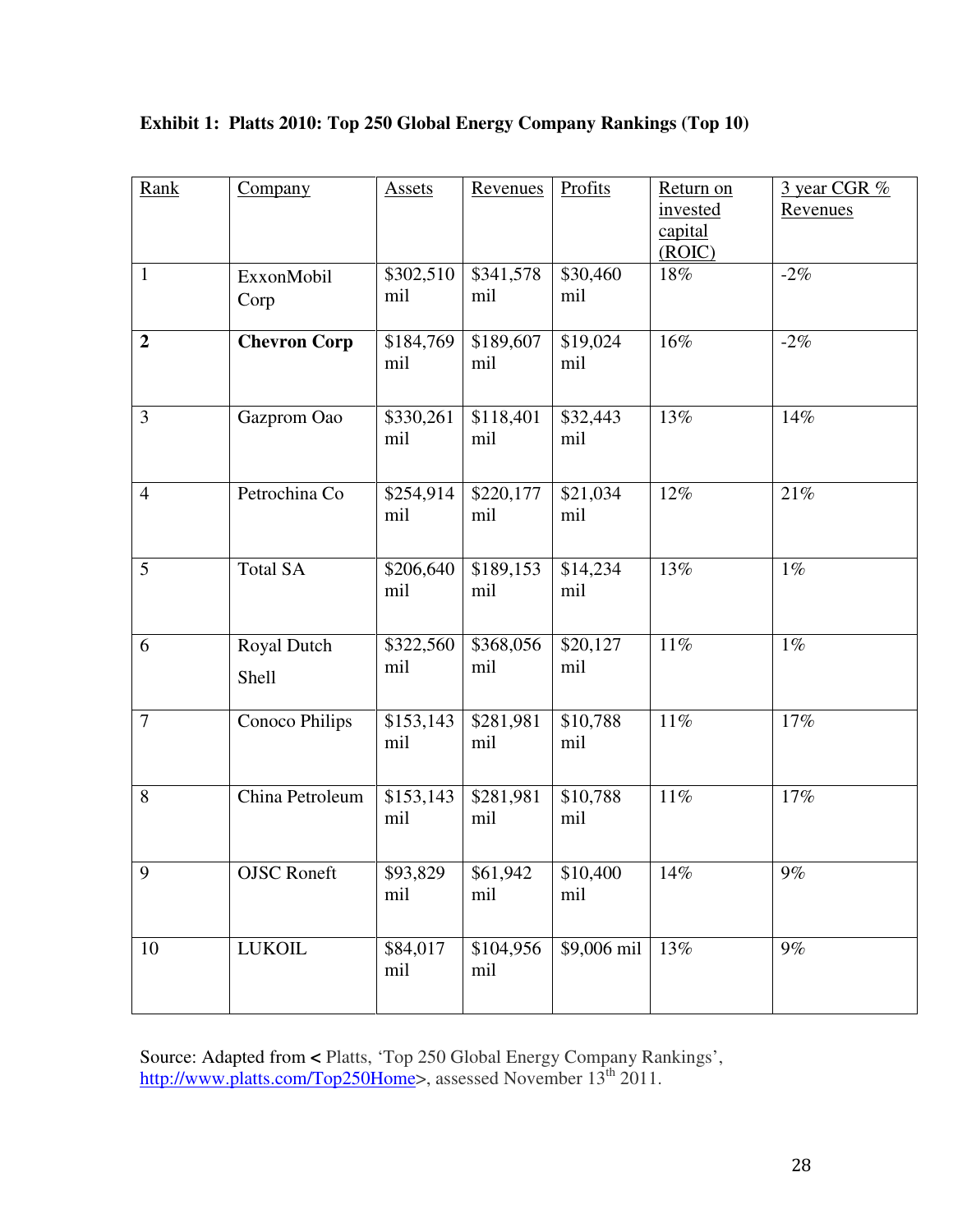**Exhibit 1: Platts 2010: Top 250 Global Energy Company Rankings (Top 10)**

| Rank | Company | Assets | Revenues | Profits | Return on invested capital (ROIC) | 3 year CGR % Revenues |
|---|---|---|---|---|---|---|
| 1 | ExxonMobil Corp | \$302,510 mil | \$341,578 mil | \$30,460 mil | 18% | -2% |
| **2** | **Chevron Corp** | \$184,769 mil | \$189,607 mil | \$19,024 mil | 16% | -2% |
| 3 | Gazprom Oao | \$330,261 mil | \$118,401 mil | \$32,443 mil | 13% | 14% |
| 4 | Petrochina Co | \$254,914 mil | \$220,177 mil | \$21,034 mil | 12% | 21% |
| 5 | Total SA | \$206,640 mil | \$189,153 mil | \$14,234 mil | 13% | 1% |
| 6 | Royal Dutch Shell | \$322,560 mil | \$368,056 mil | \$20,127 mil | 11% | 1% |
| 7 | Conoco Philips | \$153,143 mil | \$281,981 mil | \$10,788 mil | 11% | 17% |
| 8 | China Petroleum | \$153,143 mil | \$281,981 mil | \$10,788 mil | 11% | 17% |
| 9 | OJSC Roneft | \$93,829 mil | \$61,942 mil | \$10,400 mil | 14% | 9% |
| 10 | LUKOIL | \$84,017 mil | \$104,956 mil | \$9,006 mil | 13% | 9% |

Source: Adapted from < Platts, 'Top 250 Global Energy Company Rankings', http://www.platts.com/Top250Home>, assessed November 13th 2011.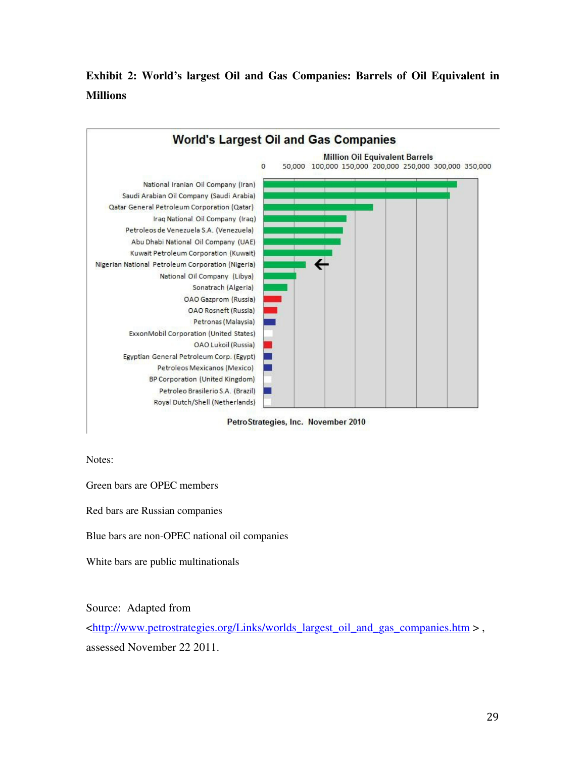**Exhibit 2: World's largest Oil and Gas Companies: Barrels of Oil Equivalent in Millions**

World's Largest Oil and Gas Companies

Million Oil Equivalent Barrels

0 50,000 100,000 150,000 200,000 250,000 300,000 350,000

National Iranian Oil Company (Iran)
Saudi Arabian Oil Company (Saudi Arabia)
Qatar General Petroleum Corporation (Qatar)
Iraq National Oil Company (Iraq)
Petroleos de Venezuela S.A. (Venezuela)
Abu Dhabi National Oil Company (UAE)
Kuwait Petroleum Corporation (Kuwait)
Nigerian National Petroleum Corporation (Nigeria)
National Oil Company (Libya)
Sonatrach (Algeria)
OAO Gazprom (Russia)
OAO Rosneft (Russia)
Petronas (Malaysia)
ExxonMobil Corporation (United States)
OAO Lukoil (Russia)
Egyptian General Petroleum Corp. (Egypt)
Petroleos Mexicanos (Mexico)
BP Corporation (United Kingdom)
Petroleo Brasilerio S.A. (Brazil)
Royal Dutch/Shell (Netherlands)

PetroStrategies, Inc. November 2010

Notes:

Green bars are OPEC members

Red bars are Russian companies

Blue bars are non-OPEC national oil companies

White bars are public multinationals

Source: Adapted from <http://www.petrostrategies.org/Links/worlds_largest_oil_and_gas_companies.htm> , assessed November 22 2011.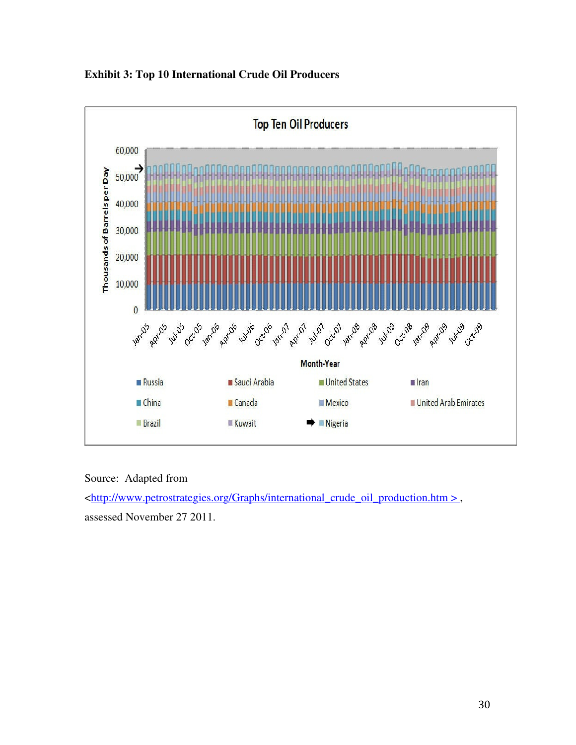**Exhibit 3: Top 10 International Crude Oil Producers**

Top Ten Oil Producers

Thousands of Barrels per Day

60,000
50,000
40,000
30,000
20,000
10,000
0

Jan-05 Apr-05 Jul-05 Oct-05 Jan-06 Apr-06 Jul-06 Oct-06 Jan-07 Apr-07 Jul-07 Oct-07 Jan-08 Apr-08 Jul-08 Oct-08 Jan-09 Apr-09 Jul-09 Oct-09

Month-Year

Russia, Saudi Arabia, United States, Iran, China, Canada, Mexico, United Arab Emirates, Brazil, Kuwait, Nigeria

Source: Adapted from <http://www.petrostrategies.org/Graphs/international_crude_oil_production.htm >, assessed November 27 2011.